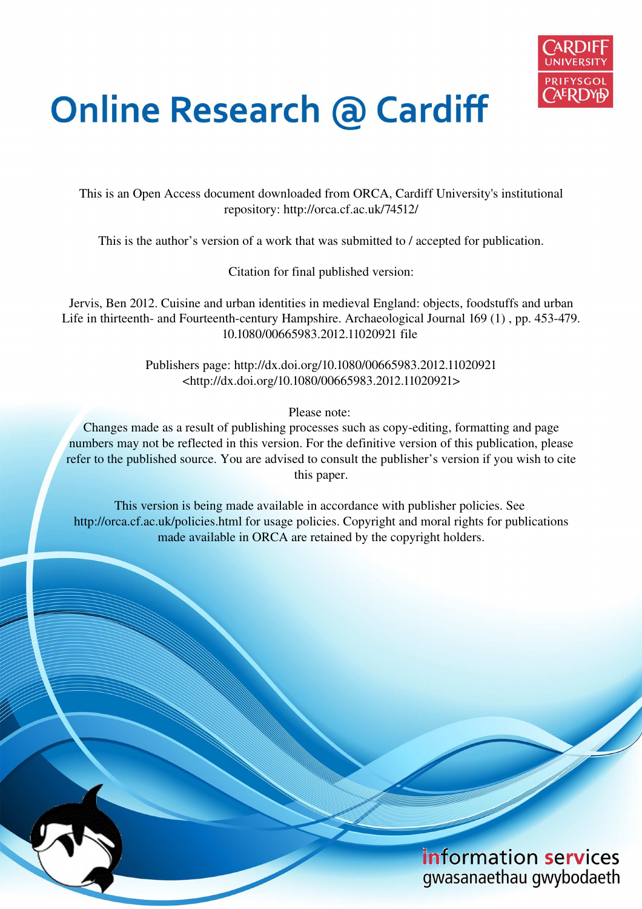# Online Research @ Cardiff

This is an Open Access document downloaded from ORCA, Cardiff University's institutional repository: http://orca.cf.ac.uk/74512/

This is the author's version of a work that was submitted to / accepted for publication.

Citation for final published version:

Jervis, Ben 2012. Cuisine and urban identities in medieval England: objects, foodstuffs and urban Life in thirteenth- and Fourteenth-century Hampshire. Archaeological Journal 169 (1) , pp. 453-479. 10.1080/00665983.2012.11020921 file

Publishers page: http://dx.doi.org/10.1080/00665983.2012.11020921 <http://dx.doi.org/10.1080/00665983.2012.11020921>

Please note:
Changes made as a result of publishing processes such as copy-editing, formatting and page numbers may not be reflected in this version. For the definitive version of this publication, please refer to the published source. You are advised to consult the publisher's version if you wish to cite this paper.

This version is being made available in accordance with publisher policies. See http://orca.cf.ac.uk/policies.html for usage policies. Copyright and moral rights for publications made available in ORCA are retained by the copyright holders.

information services
gwasanaethau gwybodaeth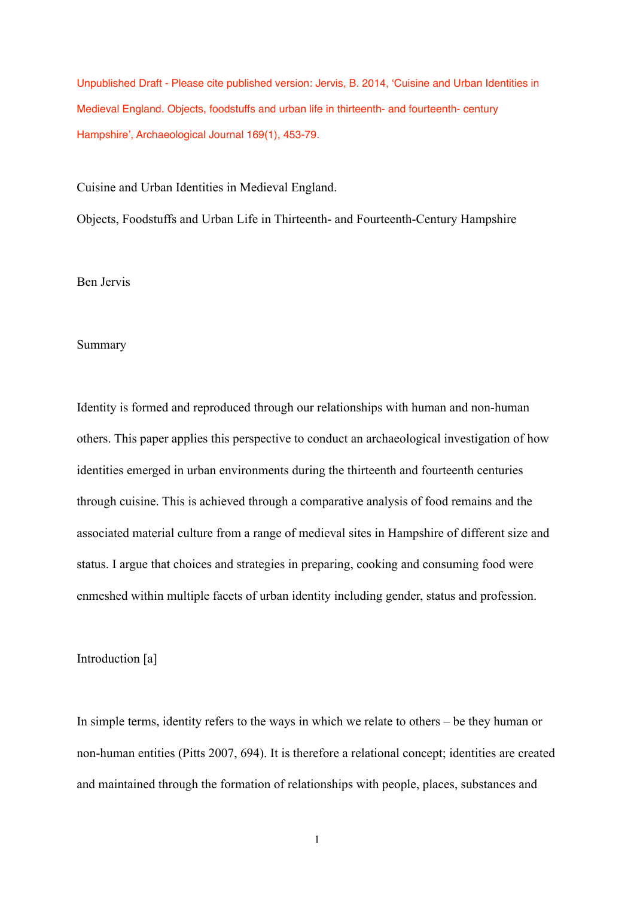Unpublished Draft - Please cite published version: Jervis, B. 2014, 'Cuisine and Urban Identities in Medieval England. Objects, foodstuffs and urban life in thirteenth- and fourteenth- century Hampshire', Archaeological Journal 169(1), 453-79.

# Cuisine and Urban Identities in Medieval England.

## Objects, Foodstuffs and Urban Life in Thirteenth- and Fourteenth-Century Hampshire

Ben Jervis

## Summary

Identity is formed and reproduced through our relationships with human and non-human others. This paper applies this perspective to conduct an archaeological investigation of how identities emerged in urban environments during the thirteenth and fourteenth centuries through cuisine. This is achieved through a comparative analysis of food remains and the associated material culture from a range of medieval sites in Hampshire of different size and status. I argue that choices and strategies in preparing, cooking and consuming food were enmeshed within multiple facets of urban identity including gender, status and profession.

## Introduction [a]

In simple terms, identity refers to the ways in which we relate to others – be they human or non-human entities (Pitts 2007, 694). It is therefore a relational concept; identities are created and maintained through the formation of relationships with people, places, substances and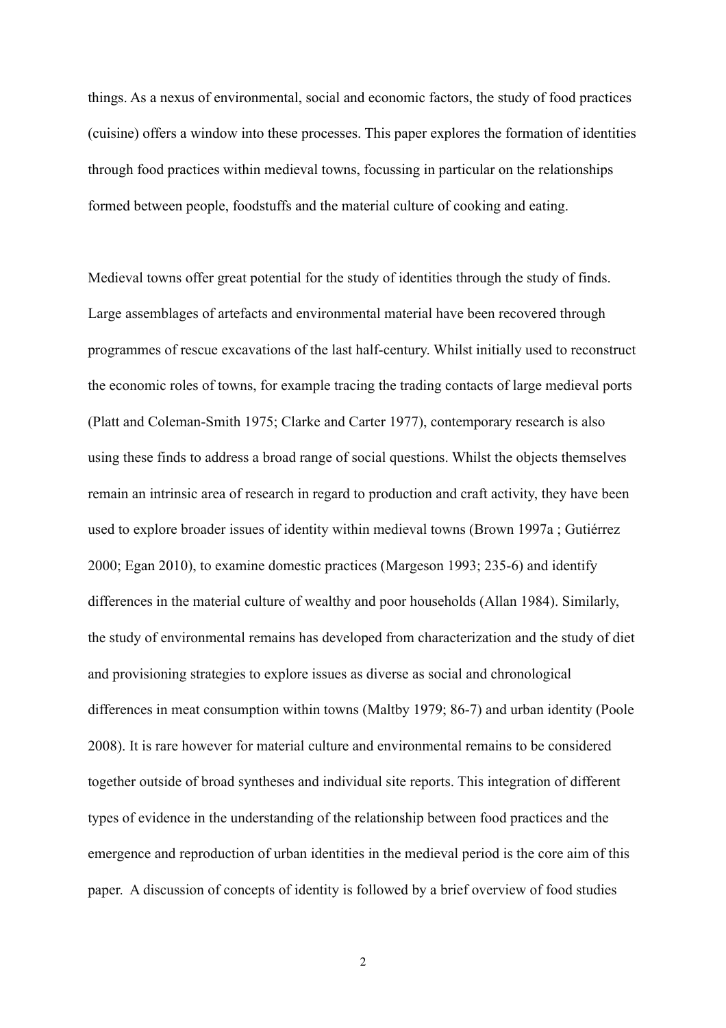things. As a nexus of environmental, social and economic factors, the study of food practices (cuisine) offers a window into these processes. This paper explores the formation of identities through food practices within medieval towns, focussing in particular on the relationships formed between people, foodstuffs and the material culture of cooking and eating.

Medieval towns offer great potential for the study of identities through the study of finds. Large assemblages of artefacts and environmental material have been recovered through programmes of rescue excavations of the last half-century. Whilst initially used to reconstruct the economic roles of towns, for example tracing the trading contacts of large medieval ports (Platt and Coleman-Smith 1975; Clarke and Carter 1977), contemporary research is also using these finds to address a broad range of social questions. Whilst the objects themselves remain an intrinsic area of research in regard to production and craft activity, they have been used to explore broader issues of identity within medieval towns (Brown 1997a ; Gutiérrez 2000; Egan 2010), to examine domestic practices (Margeson 1993; 235-6) and identify differences in the material culture of wealthy and poor households (Allan 1984). Similarly, the study of environmental remains has developed from characterization and the study of diet and provisioning strategies to explore issues as diverse as social and chronological differences in meat consumption within towns (Maltby 1979; 86-7) and urban identity (Poole 2008). It is rare however for material culture and environmental remains to be considered together outside of broad syntheses and individual site reports. This integration of different types of evidence in the understanding of the relationship between food practices and the emergence and reproduction of urban identities in the medieval period is the core aim of this paper. A discussion of concepts of identity is followed by a brief overview of food studies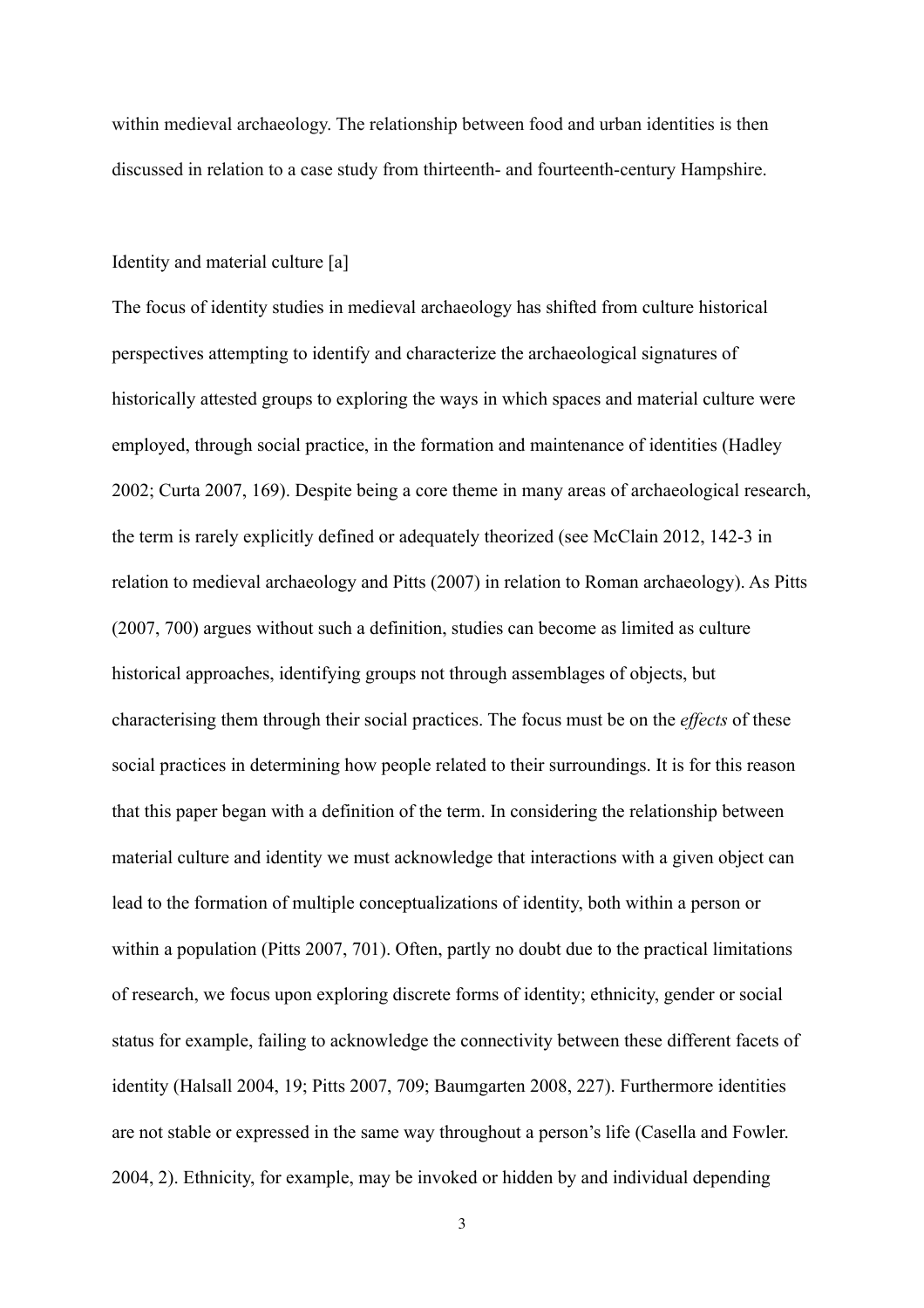within medieval archaeology. The relationship between food and urban identities is then discussed in relation to a case study from thirteenth- and fourteenth-century Hampshire.

## Identity and material culture [a]

The focus of identity studies in medieval archaeology has shifted from culture historical perspectives attempting to identify and characterize the archaeological signatures of historically attested groups to exploring the ways in which spaces and material culture were employed, through social practice, in the formation and maintenance of identities (Hadley 2002; Curta 2007, 169). Despite being a core theme in many areas of archaeological research, the term is rarely explicitly defined or adequately theorized (see McClain 2012, 142-3 in relation to medieval archaeology and Pitts (2007) in relation to Roman archaeology). As Pitts (2007, 700) argues without such a definition, studies can become as limited as culture historical approaches, identifying groups not through assemblages of objects, but characterising them through their social practices. The focus must be on the *effects* of these social practices in determining how people related to their surroundings. It is for this reason that this paper began with a definition of the term. In considering the relationship between material culture and identity we must acknowledge that interactions with a given object can lead to the formation of multiple conceptualizations of identity, both within a person or within a population (Pitts 2007, 701). Often, partly no doubt due to the practical limitations of research, we focus upon exploring discrete forms of identity; ethnicity, gender or social status for example, failing to acknowledge the connectivity between these different facets of identity (Halsall 2004, 19; Pitts 2007, 709; Baumgarten 2008, 227). Furthermore identities are not stable or expressed in the same way throughout a person's life (Casella and Fowler. 2004, 2). Ethnicity, for example, may be invoked or hidden by and individual depending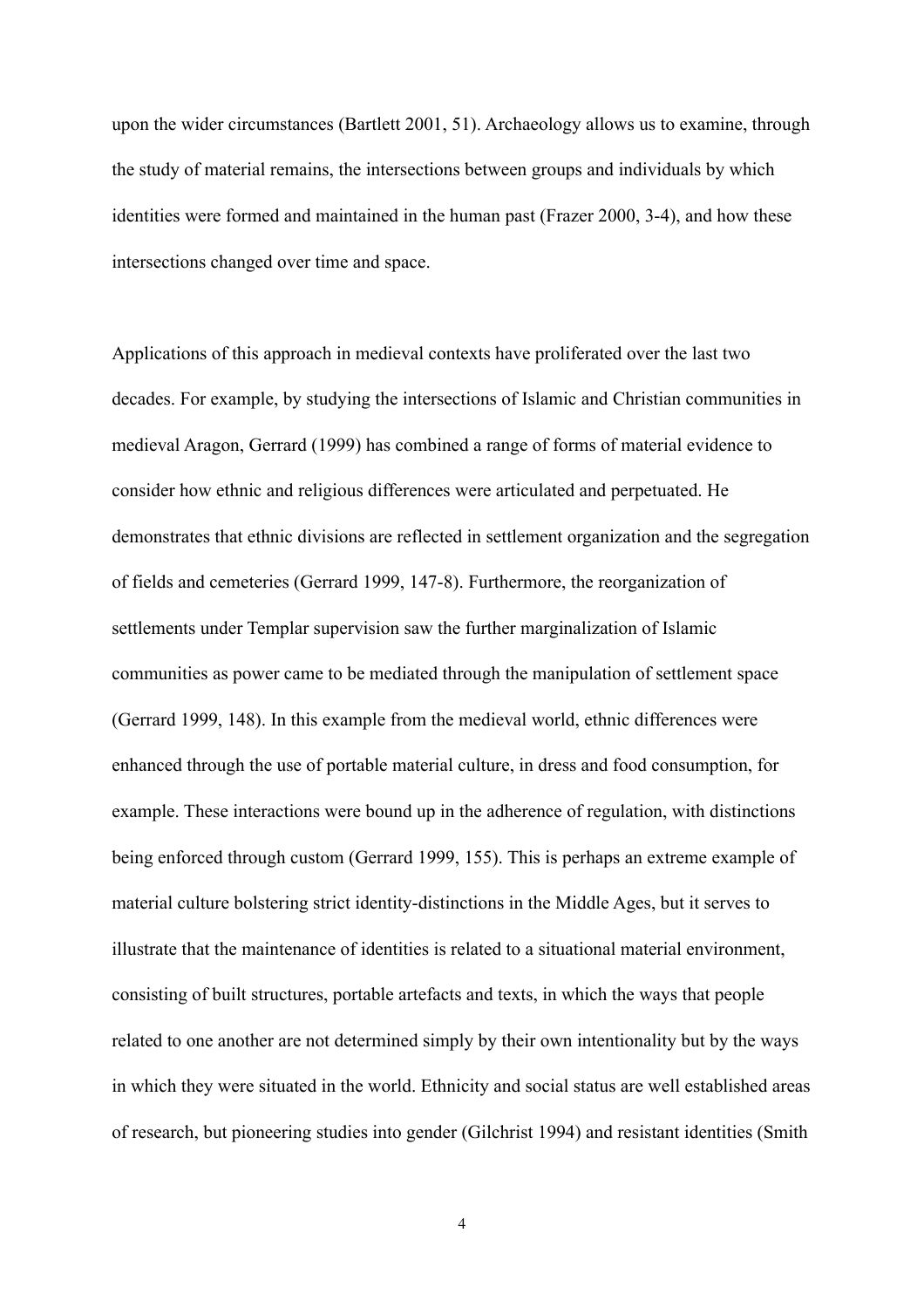upon the wider circumstances (Bartlett 2001, 51). Archaeology allows us to examine, through the study of material remains, the intersections between groups and individuals by which identities were formed and maintained in the human past (Frazer 2000, 3-4), and how these intersections changed over time and space.

Applications of this approach in medieval contexts have proliferated over the last two decades. For example, by studying the intersections of Islamic and Christian communities in medieval Aragon, Gerrard (1999) has combined a range of forms of material evidence to consider how ethnic and religious differences were articulated and perpetuated. He demonstrates that ethnic divisions are reflected in settlement organization and the segregation of fields and cemeteries (Gerrard 1999, 147-8). Furthermore, the reorganization of settlements under Templar supervision saw the further marginalization of Islamic communities as power came to be mediated through the manipulation of settlement space (Gerrard 1999, 148). In this example from the medieval world, ethnic differences were enhanced through the use of portable material culture, in dress and food consumption, for example. These interactions were bound up in the adherence of regulation, with distinctions being enforced through custom (Gerrard 1999, 155). This is perhaps an extreme example of material culture bolstering strict identity-distinctions in the Middle Ages, but it serves to illustrate that the maintenance of identities is related to a situational material environment, consisting of built structures, portable artefacts and texts, in which the ways that people related to one another are not determined simply by their own intentionality but by the ways in which they were situated in the world. Ethnicity and social status are well established areas of research, but pioneering studies into gender (Gilchrist 1994) and resistant identities (Smith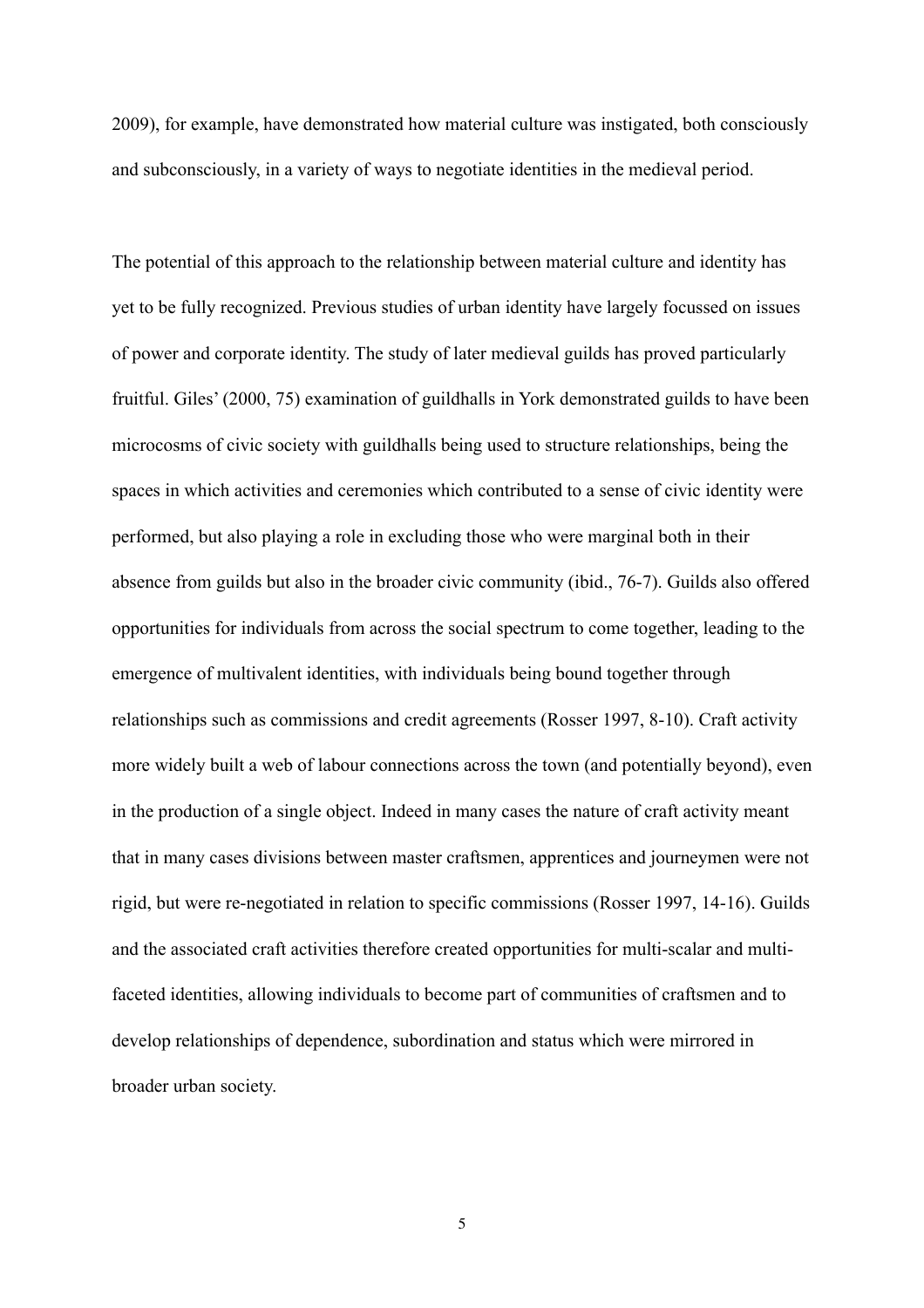2009), for example, have demonstrated how material culture was instigated, both consciously and subconsciously, in a variety of ways to negotiate identities in the medieval period.

The potential of this approach to the relationship between material culture and identity has yet to be fully recognized. Previous studies of urban identity have largely focussed on issues of power and corporate identity. The study of later medieval guilds has proved particularly fruitful. Giles' (2000, 75) examination of guildhalls in York demonstrated guilds to have been microcosms of civic society with guildhalls being used to structure relationships, being the spaces in which activities and ceremonies which contributed to a sense of civic identity were performed, but also playing a role in excluding those who were marginal both in their absence from guilds but also in the broader civic community (ibid., 76-7). Guilds also offered opportunities for individuals from across the social spectrum to come together, leading to the emergence of multivalent identities, with individuals being bound together through relationships such as commissions and credit agreements (Rosser 1997, 8-10). Craft activity more widely built a web of labour connections across the town (and potentially beyond), even in the production of a single object. Indeed in many cases the nature of craft activity meant that in many cases divisions between master craftsmen, apprentices and journeymen were not rigid, but were re-negotiated in relation to specific commissions (Rosser 1997, 14-16). Guilds and the associated craft activities therefore created opportunities for multi-scalar and multi-faceted identities, allowing individuals to become part of communities of craftsmen and to develop relationships of dependence, subordination and status which were mirrored in broader urban society.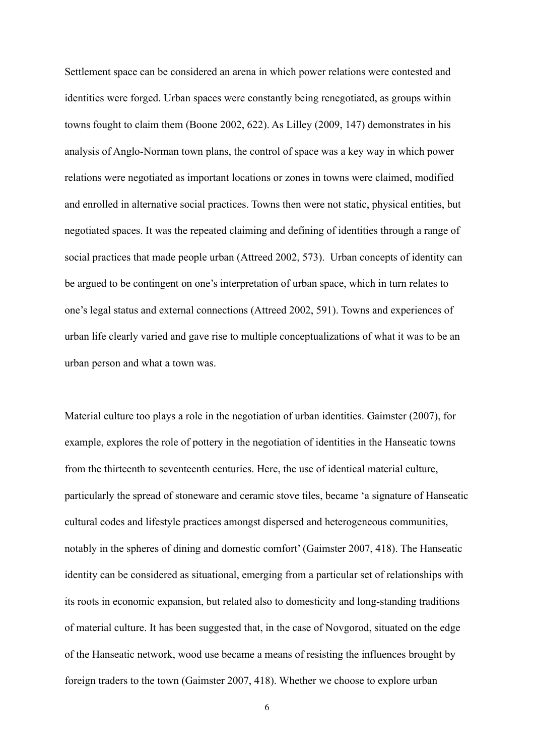Settlement space can be considered an arena in which power relations were contested and identities were forged. Urban spaces were constantly being renegotiated, as groups within towns fought to claim them (Boone 2002, 622). As Lilley (2009, 147) demonstrates in his analysis of Anglo-Norman town plans, the control of space was a key way in which power relations were negotiated as important locations or zones in towns were claimed, modified and enrolled in alternative social practices. Towns then were not static, physical entities, but negotiated spaces. It was the repeated claiming and defining of identities through a range of social practices that made people urban (Attreed 2002, 573). Urban concepts of identity can be argued to be contingent on one's interpretation of urban space, which in turn relates to one's legal status and external connections (Attreed 2002, 591). Towns and experiences of urban life clearly varied and gave rise to multiple conceptualizations of what it was to be an urban person and what a town was.

Material culture too plays a role in the negotiation of urban identities. Gaimster (2007), for example, explores the role of pottery in the negotiation of identities in the Hanseatic towns from the thirteenth to seventeenth centuries. Here, the use of identical material culture, particularly the spread of stoneware and ceramic stove tiles, became 'a signature of Hanseatic cultural codes and lifestyle practices amongst dispersed and heterogeneous communities, notably in the spheres of dining and domestic comfort' (Gaimster 2007, 418). The Hanseatic identity can be considered as situational, emerging from a particular set of relationships with its roots in economic expansion, but related also to domesticity and long-standing traditions of material culture. It has been suggested that, in the case of Novgorod, situated on the edge of the Hanseatic network, wood use became a means of resisting the influences brought by foreign traders to the town (Gaimster 2007, 418). Whether we choose to explore urban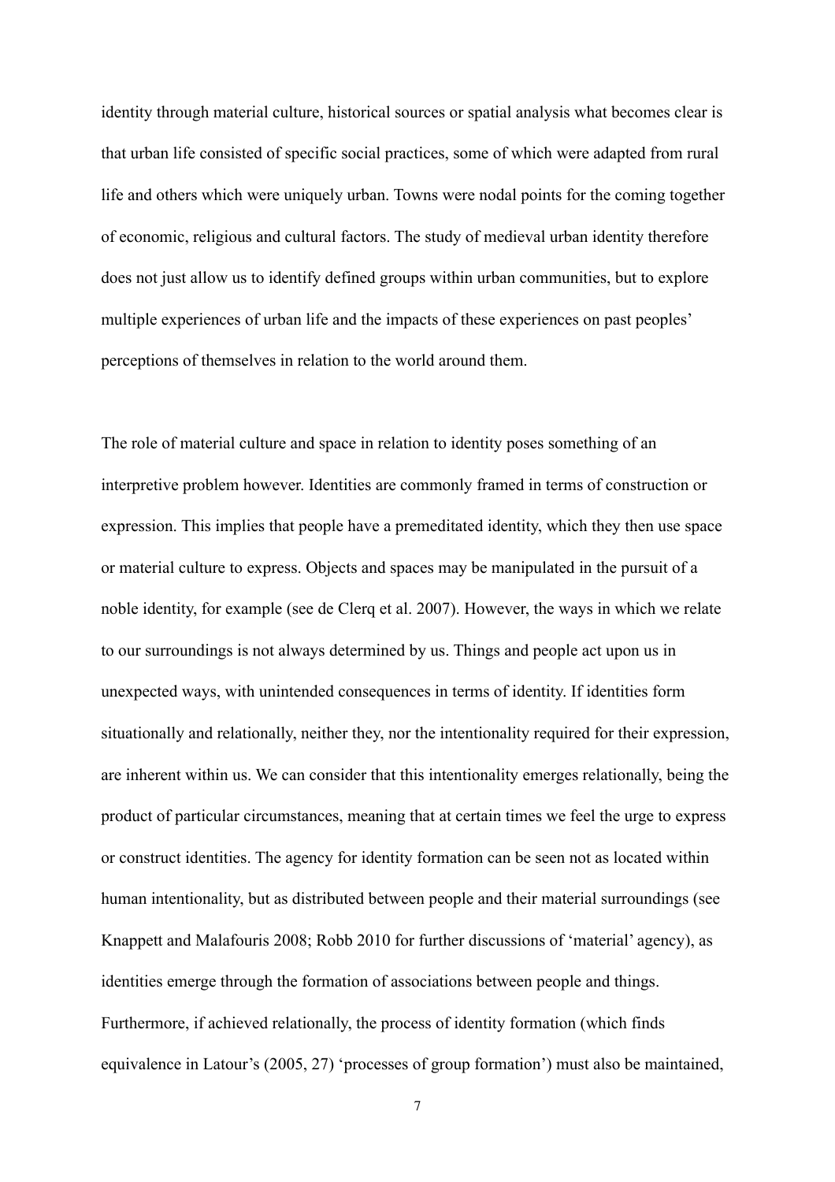identity through material culture, historical sources or spatial analysis what becomes clear is that urban life consisted of specific social practices, some of which were adapted from rural life and others which were uniquely urban. Towns were nodal points for the coming together of economic, religious and cultural factors. The study of medieval urban identity therefore does not just allow us to identify defined groups within urban communities, but to explore multiple experiences of urban life and the impacts of these experiences on past peoples' perceptions of themselves in relation to the world around them.

The role of material culture and space in relation to identity poses something of an interpretive problem however. Identities are commonly framed in terms of construction or expression. This implies that people have a premeditated identity, which they then use space or material culture to express. Objects and spaces may be manipulated in the pursuit of a noble identity, for example (see de Clerq et al. 2007). However, the ways in which we relate to our surroundings is not always determined by us. Things and people act upon us in unexpected ways, with unintended consequences in terms of identity. If identities form situationally and relationally, neither they, nor the intentionality required for their expression, are inherent within us. We can consider that this intentionality emerges relationally, being the product of particular circumstances, meaning that at certain times we feel the urge to express or construct identities. The agency for identity formation can be seen not as located within human intentionality, but as distributed between people and their material surroundings (see Knappett and Malafouris 2008; Robb 2010 for further discussions of 'material' agency), as identities emerge through the formation of associations between people and things. Furthermore, if achieved relationally, the process of identity formation (which finds equivalence in Latour's (2005, 27) 'processes of group formation') must also be maintained,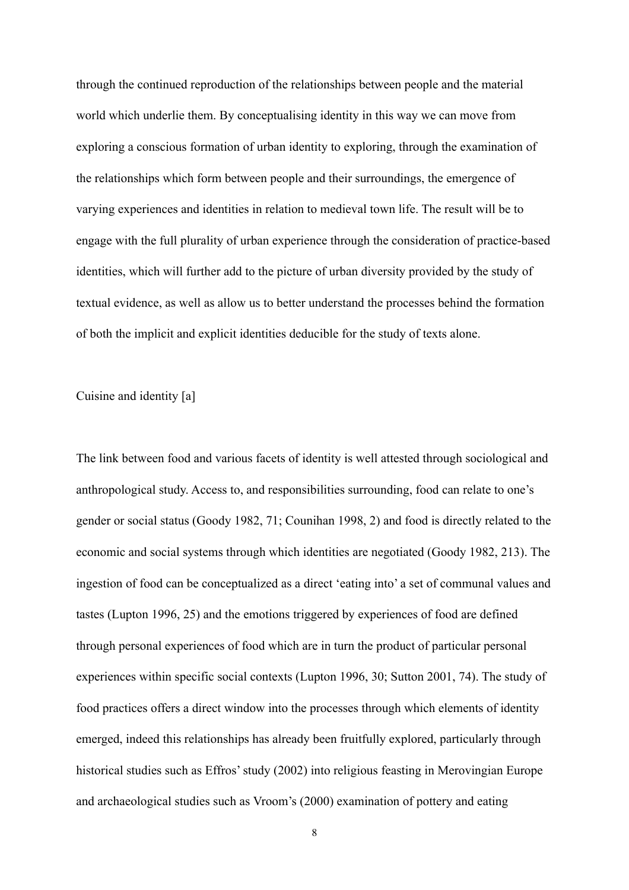through the continued reproduction of the relationships between people and the material world which underlie them. By conceptualising identity in this way we can move from exploring a conscious formation of urban identity to exploring, through the examination of the relationships which form between people and their surroundings, the emergence of varying experiences and identities in relation to medieval town life. The result will be to engage with the full plurality of urban experience through the consideration of practice-based identities, which will further add to the picture of urban diversity provided by the study of textual evidence, as well as allow us to better understand the processes behind the formation of both the implicit and explicit identities deducible for the study of texts alone.

## Cuisine and identity [a]

The link between food and various facets of identity is well attested through sociological and anthropological study. Access to, and responsibilities surrounding, food can relate to one's gender or social status (Goody 1982, 71; Counihan 1998, 2) and food is directly related to the economic and social systems through which identities are negotiated (Goody 1982, 213). The ingestion of food can be conceptualized as a direct 'eating into' a set of communal values and tastes (Lupton 1996, 25) and the emotions triggered by experiences of food are defined through personal experiences of food which are in turn the product of particular personal experiences within specific social contexts (Lupton 1996, 30; Sutton 2001, 74). The study of food practices offers a direct window into the processes through which elements of identity emerged, indeed this relationships has already been fruitfully explored, particularly through historical studies such as Effros' study (2002) into religious feasting in Merovingian Europe and archaeological studies such as Vroom's (2000) examination of pottery and eating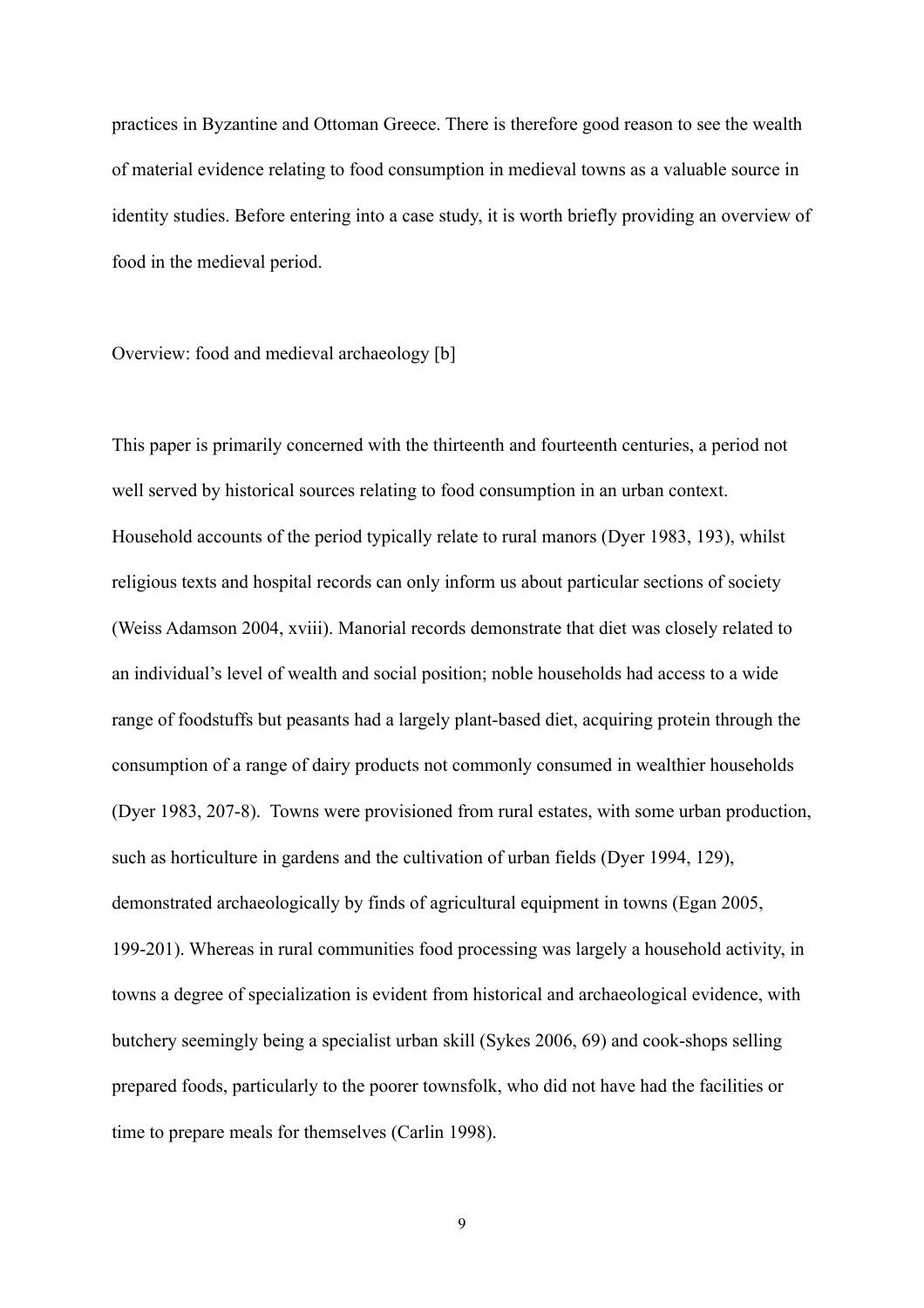practices in Byzantine and Ottoman Greece. There is therefore good reason to see the wealth of material evidence relating to food consumption in medieval towns as a valuable source in identity studies. Before entering into a case study, it is worth briefly providing an overview of food in the medieval period.

## Overview: food and medieval archaeology [b]

This paper is primarily concerned with the thirteenth and fourteenth centuries, a period not well served by historical sources relating to food consumption in an urban context. Household accounts of the period typically relate to rural manors (Dyer 1983, 193), whilst religious texts and hospital records can only inform us about particular sections of society (Weiss Adamson 2004, xviii). Manorial records demonstrate that diet was closely related to an individual's level of wealth and social position; noble households had access to a wide range of foodstuffs but peasants had a largely plant-based diet, acquiring protein through the consumption of a range of dairy products not commonly consumed in wealthier households (Dyer 1983, 207-8). Towns were provisioned from rural estates, with some urban production, such as horticulture in gardens and the cultivation of urban fields (Dyer 1994, 129), demonstrated archaeologically by finds of agricultural equipment in towns (Egan 2005, 199-201). Whereas in rural communities food processing was largely a household activity, in towns a degree of specialization is evident from historical and archaeological evidence, with butchery seemingly being a specialist urban skill (Sykes 2006, 69) and cook-shops selling prepared foods, particularly to the poorer townsfolk, who did not have had the facilities or time to prepare meals for themselves (Carlin 1998).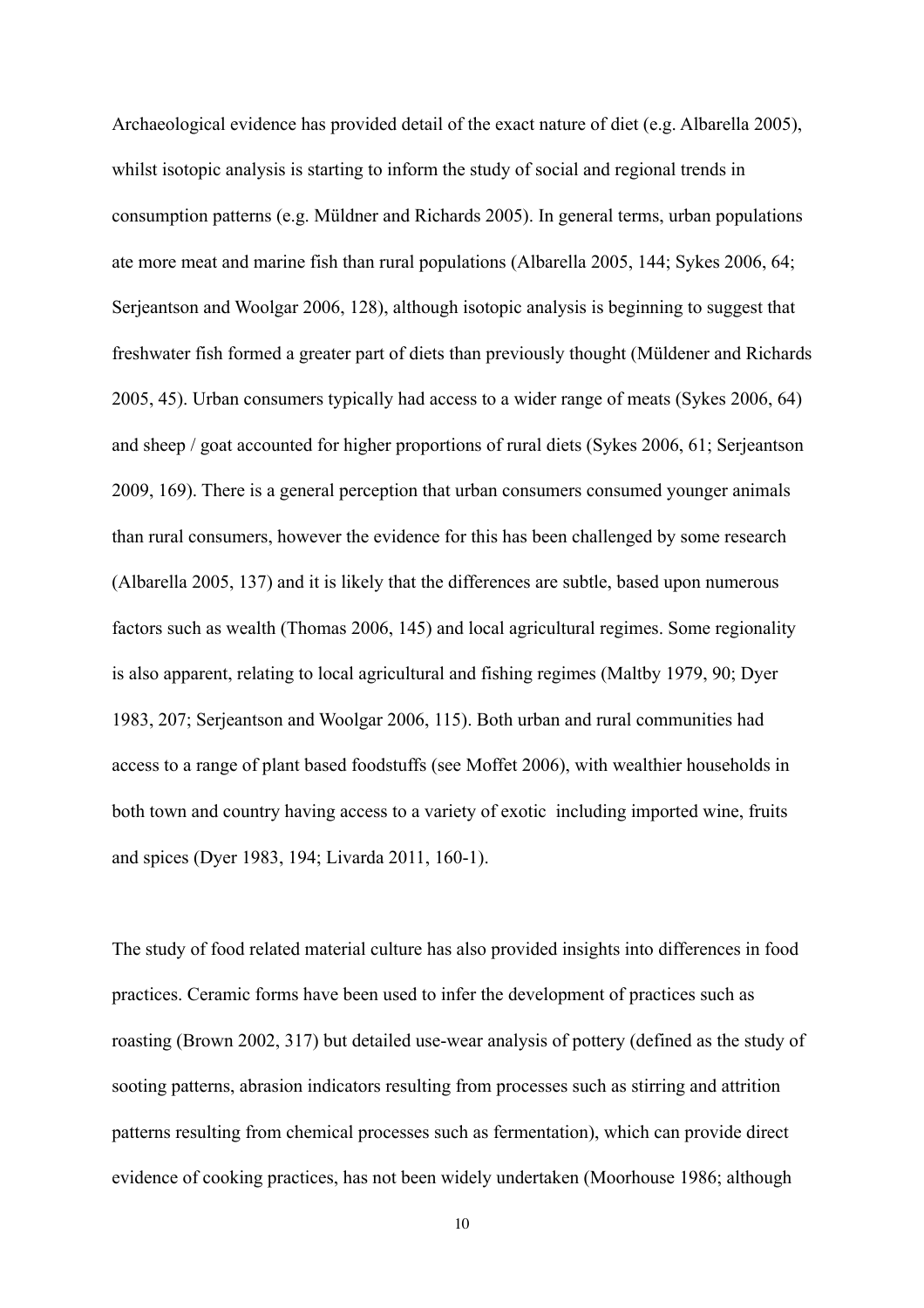Archaeological evidence has provided detail of the exact nature of diet (e.g. Albarella 2005), whilst isotopic analysis is starting to inform the study of social and regional trends in consumption patterns (e.g. Müldner and Richards 2005). In general terms, urban populations ate more meat and marine fish than rural populations (Albarella 2005, 144; Sykes 2006, 64; Serjeantson and Woolgar 2006, 128), although isotopic analysis is beginning to suggest that freshwater fish formed a greater part of diets than previously thought (Müldener and Richards 2005, 45). Urban consumers typically had access to a wider range of meats (Sykes 2006, 64) and sheep / goat accounted for higher proportions of rural diets (Sykes 2006, 61; Serjeantson 2009, 169). There is a general perception that urban consumers consumed younger animals than rural consumers, however the evidence for this has been challenged by some research (Albarella 2005, 137) and it is likely that the differences are subtle, based upon numerous factors such as wealth (Thomas 2006, 145) and local agricultural regimes. Some regionality is also apparent, relating to local agricultural and fishing regimes (Maltby 1979, 90; Dyer 1983, 207; Serjeantson and Woolgar 2006, 115). Both urban and rural communities had access to a range of plant based foodstuffs (see Moffet 2006), with wealthier households in both town and country having access to a variety of exotic  including imported wine, fruits and spices (Dyer 1983, 194; Livarda 2011, 160-1).

The study of food related material culture has also provided insights into differences in food practices. Ceramic forms have been used to infer the development of practices such as roasting (Brown 2002, 317) but detailed use-wear analysis of pottery (defined as the study of sooting patterns, abrasion indicators resulting from processes such as stirring and attrition patterns resulting from chemical processes such as fermentation), which can provide direct evidence of cooking practices, has not been widely undertaken (Moorhouse 1986; although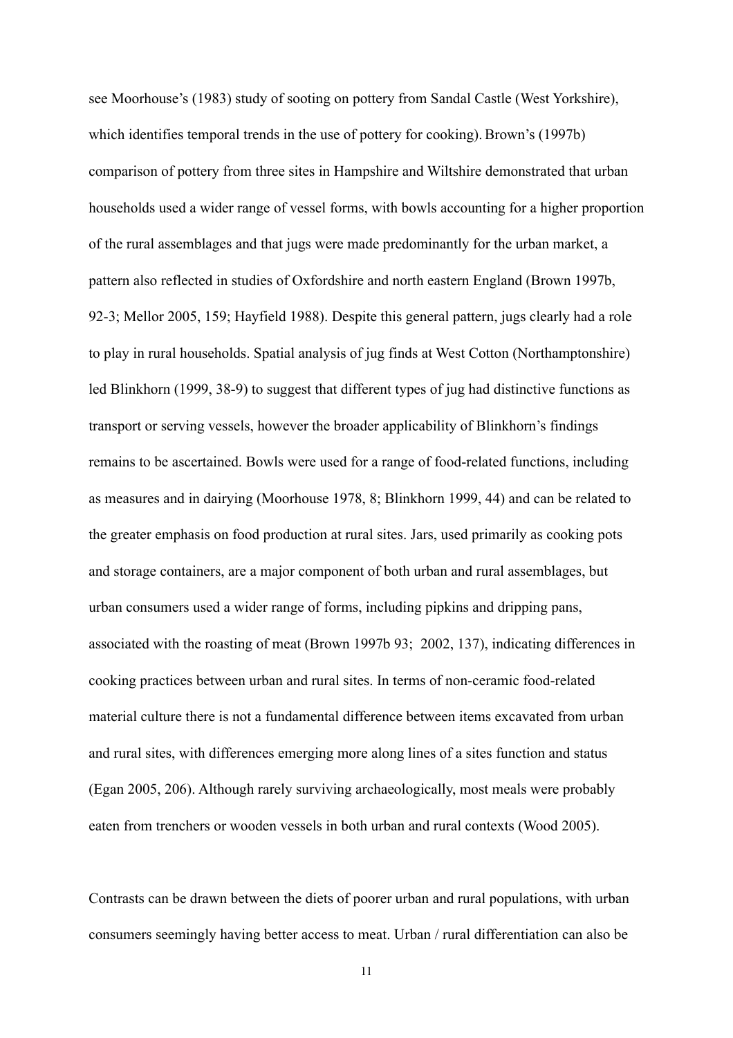see Moorhouse's (1983) study of sooting on pottery from Sandal Castle (West Yorkshire), which identifies temporal trends in the use of pottery for cooking). Brown's (1997b) comparison of pottery from three sites in Hampshire and Wiltshire demonstrated that urban households used a wider range of vessel forms, with bowls accounting for a higher proportion of the rural assemblages and that jugs were made predominantly for the urban market, a pattern also reflected in studies of Oxfordshire and north eastern England (Brown 1997b, 92-3; Mellor 2005, 159; Hayfield 1988). Despite this general pattern, jugs clearly had a role to play in rural households. Spatial analysis of jug finds at West Cotton (Northamptonshire) led Blinkhorn (1999, 38-9) to suggest that different types of jug had distinctive functions as transport or serving vessels, however the broader applicability of Blinkhorn's findings remains to be ascertained. Bowls were used for a range of food-related functions, including as measures and in dairying (Moorhouse 1978, 8; Blinkhorn 1999, 44) and can be related to the greater emphasis on food production at rural sites. Jars, used primarily as cooking pots and storage containers, are a major component of both urban and rural assemblages, but urban consumers used a wider range of forms, including pipkins and dripping pans, associated with the roasting of meat (Brown 1997b 93; 2002, 137), indicating differences in cooking practices between urban and rural sites. In terms of non-ceramic food-related material culture there is not a fundamental difference between items excavated from urban and rural sites, with differences emerging more along lines of a sites function and status (Egan 2005, 206). Although rarely surviving archaeologically, most meals were probably eaten from trenchers or wooden vessels in both urban and rural contexts (Wood 2005).

Contrasts can be drawn between the diets of poorer urban and rural populations, with urban consumers seemingly having better access to meat. Urban / rural differentiation can also be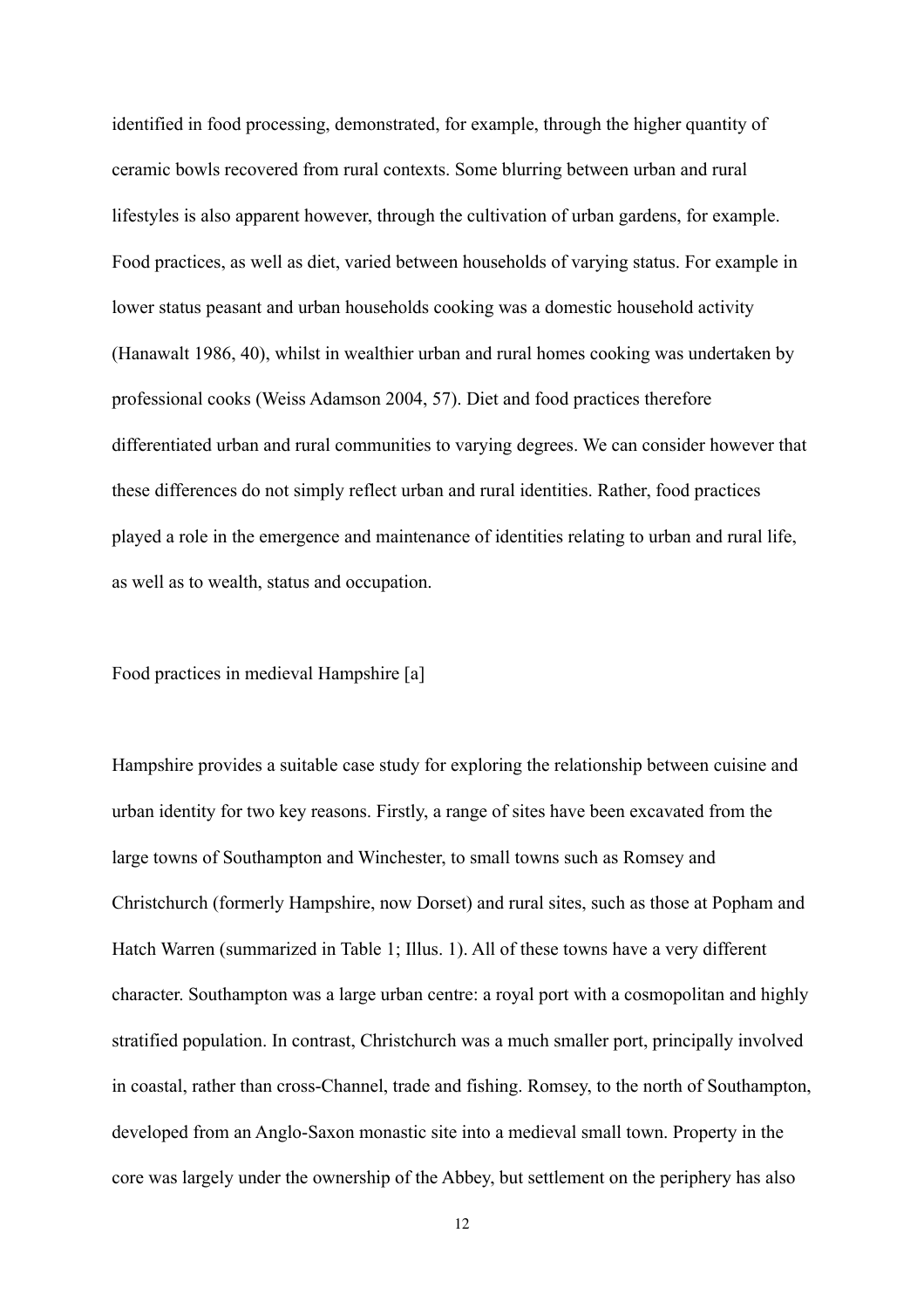identified in food processing, demonstrated, for example, through the higher quantity of ceramic bowls recovered from rural contexts. Some blurring between urban and rural lifestyles is also apparent however, through the cultivation of urban gardens, for example. Food practices, as well as diet, varied between households of varying status. For example in lower status peasant and urban households cooking was a domestic household activity (Hanawalt 1986, 40), whilst in wealthier urban and rural homes cooking was undertaken by professional cooks (Weiss Adamson 2004, 57). Diet and food practices therefore differentiated urban and rural communities to varying degrees. We can consider however that these differences do not simply reflect urban and rural identities. Rather, food practices played a role in the emergence and maintenance of identities relating to urban and rural life, as well as to wealth, status and occupation.

## Food practices in medieval Hampshire [a]

Hampshire provides a suitable case study for exploring the relationship between cuisine and urban identity for two key reasons. Firstly, a range of sites have been excavated from the large towns of Southampton and Winchester, to small towns such as Romsey and Christchurch (formerly Hampshire, now Dorset) and rural sites, such as those at Popham and Hatch Warren (summarized in Table 1; Illus. 1). All of these towns have a very different character. Southampton was a large urban centre: a royal port with a cosmopolitan and highly stratified population. In contrast, Christchurch was a much smaller port, principally involved in coastal, rather than cross-Channel, trade and fishing. Romsey, to the north of Southampton, developed from an Anglo-Saxon monastic site into a medieval small town. Property in the core was largely under the ownership of the Abbey, but settlement on the periphery has also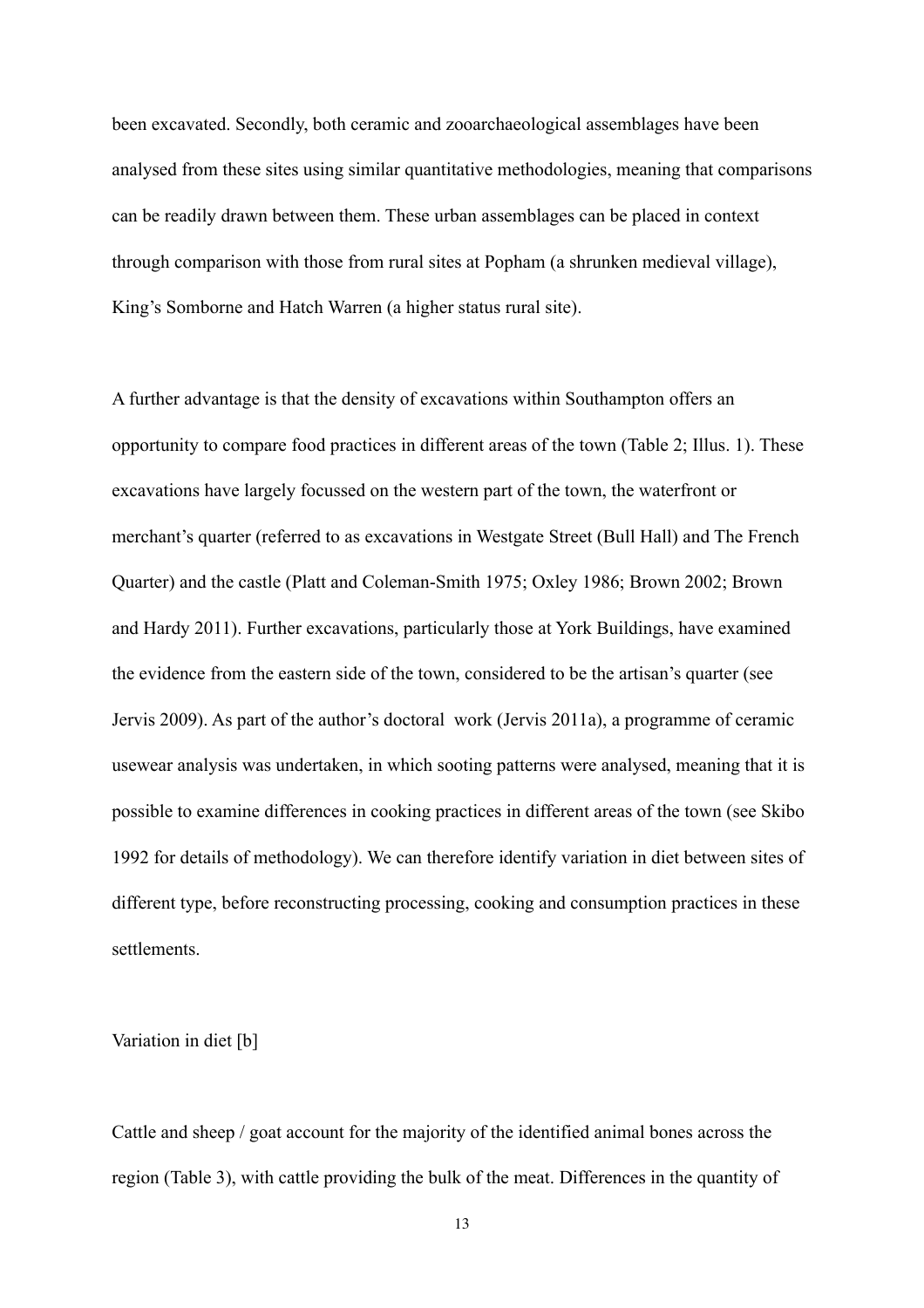been excavated. Secondly, both ceramic and zooarchaeological assemblages have been analysed from these sites using similar quantitative methodologies, meaning that comparisons can be readily drawn between them. These urban assemblages can be placed in context through comparison with those from rural sites at Popham (a shrunken medieval village), King's Somborne and Hatch Warren (a higher status rural site).

A further advantage is that the density of excavations within Southampton offers an opportunity to compare food practices in different areas of the town (Table 2; Illus. 1). These excavations have largely focussed on the western part of the town, the waterfront or merchant's quarter (referred to as excavations in Westgate Street (Bull Hall) and The French Quarter) and the castle (Platt and Coleman-Smith 1975; Oxley 1986; Brown 2002; Brown and Hardy 2011). Further excavations, particularly those at York Buildings, have examined the evidence from the eastern side of the town, considered to be the artisan's quarter (see Jervis 2009). As part of the author's doctoral work (Jervis 2011a), a programme of ceramic usewear analysis was undertaken, in which sooting patterns were analysed, meaning that it is possible to examine differences in cooking practices in different areas of the town (see Skibo 1992 for details of methodology). We can therefore identify variation in diet between sites of different type, before reconstructing processing, cooking and consumption practices in these settlements.

Variation in diet [b]

Cattle and sheep / goat account for the majority of the identified animal bones across the region (Table 3), with cattle providing the bulk of the meat. Differences in the quantity of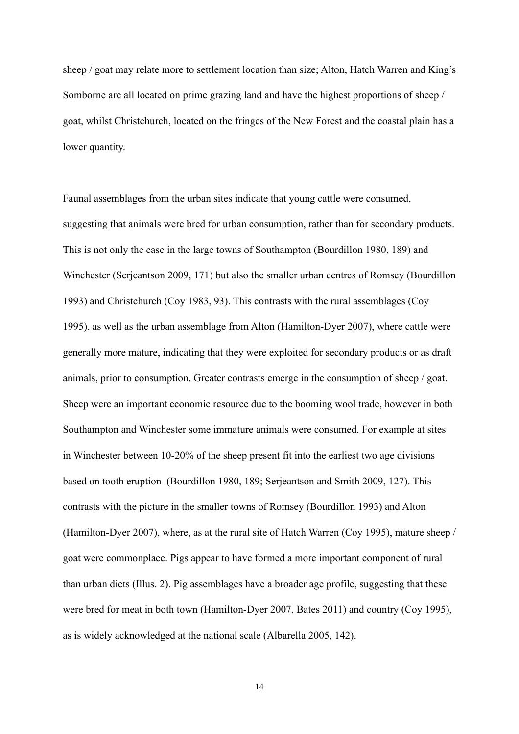sheep / goat may relate more to settlement location than size; Alton, Hatch Warren and King's Somborne are all located on prime grazing land and have the highest proportions of sheep / goat, whilst Christchurch, located on the fringes of the New Forest and the coastal plain has a lower quantity.

Faunal assemblages from the urban sites indicate that young cattle were consumed, suggesting that animals were bred for urban consumption, rather than for secondary products. This is not only the case in the large towns of Southampton (Bourdillon 1980, 189) and Winchester (Serjeantson 2009, 171) but also the smaller urban centres of Romsey (Bourdillon 1993) and Christchurch (Coy 1983, 93). This contrasts with the rural assemblages (Coy 1995), as well as the urban assemblage from Alton (Hamilton-Dyer 2007), where cattle were generally more mature, indicating that they were exploited for secondary products or as draft animals, prior to consumption. Greater contrasts emerge in the consumption of sheep / goat. Sheep were an important economic resource due to the booming wool trade, however in both Southampton and Winchester some immature animals were consumed. For example at sites in Winchester between 10-20% of the sheep present fit into the earliest two age divisions based on tooth eruption (Bourdillon 1980, 189; Serjeantson and Smith 2009, 127). This contrasts with the picture in the smaller towns of Romsey (Bourdillon 1993) and Alton (Hamilton-Dyer 2007), where, as at the rural site of Hatch Warren (Coy 1995), mature sheep / goat were commonplace. Pigs appear to have formed a more important component of rural than urban diets (Illus. 2). Pig assemblages have a broader age profile, suggesting that these were bred for meat in both town (Hamilton-Dyer 2007, Bates 2011) and country (Coy 1995), as is widely acknowledged at the national scale (Albarella 2005, 142).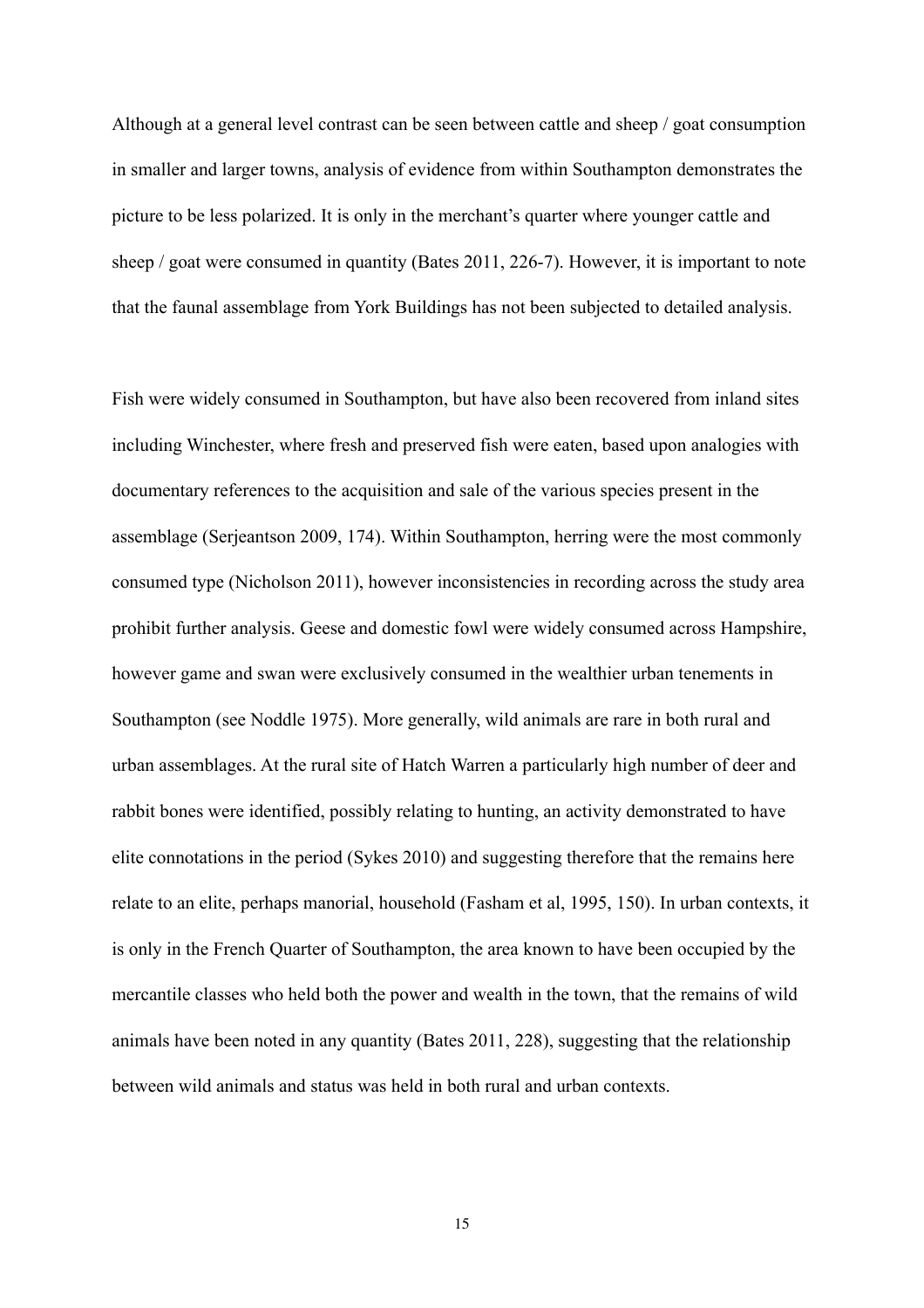Although at a general level contrast can be seen between cattle and sheep / goat consumption in smaller and larger towns, analysis of evidence from within Southampton demonstrates the picture to be less polarized. It is only in the merchant's quarter where younger cattle and sheep / goat were consumed in quantity (Bates 2011, 226-7). However, it is important to note that the faunal assemblage from York Buildings has not been subjected to detailed analysis.

Fish were widely consumed in Southampton, but have also been recovered from inland sites including Winchester, where fresh and preserved fish were eaten, based upon analogies with documentary references to the acquisition and sale of the various species present in the assemblage (Serjeantson 2009, 174). Within Southampton, herring were the most commonly consumed type (Nicholson 2011), however inconsistencies in recording across the study area prohibit further analysis. Geese and domestic fowl were widely consumed across Hampshire, however game and swan were exclusively consumed in the wealthier urban tenements in Southampton (see Noddle 1975). More generally, wild animals are rare in both rural and urban assemblages. At the rural site of Hatch Warren a particularly high number of deer and rabbit bones were identified, possibly relating to hunting, an activity demonstrated to have elite connotations in the period (Sykes 2010) and suggesting therefore that the remains here relate to an elite, perhaps manorial, household (Fasham et al, 1995, 150). In urban contexts, it is only in the French Quarter of Southampton, the area known to have been occupied by the mercantile classes who held both the power and wealth in the town, that the remains of wild animals have been noted in any quantity (Bates 2011, 228), suggesting that the relationship between wild animals and status was held in both rural and urban contexts.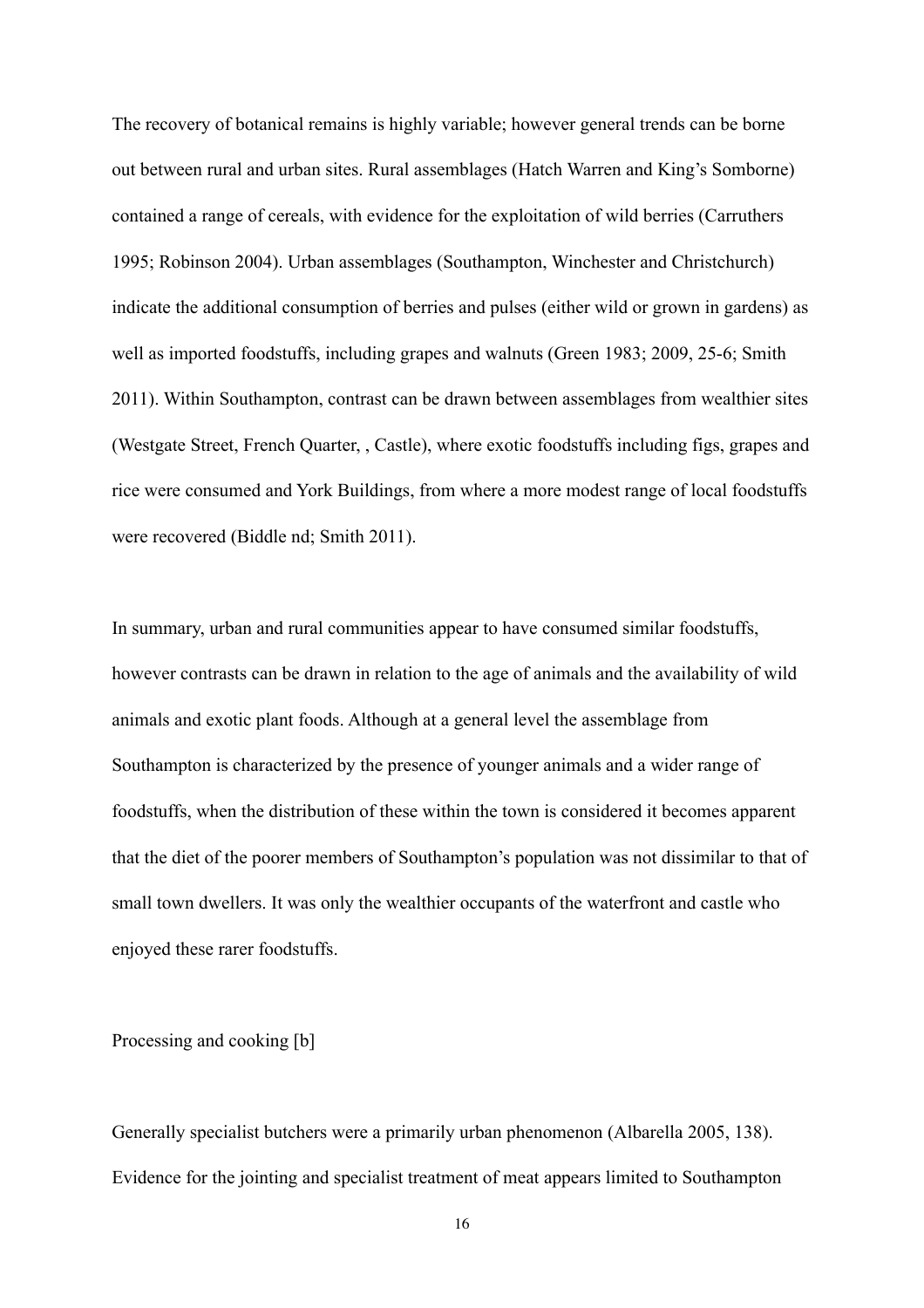The recovery of botanical remains is highly variable; however general trends can be borne out between rural and urban sites. Rural assemblages (Hatch Warren and King's Somborne) contained a range of cereals, with evidence for the exploitation of wild berries (Carruthers 1995; Robinson 2004). Urban assemblages (Southampton, Winchester and Christchurch) indicate the additional consumption of berries and pulses (either wild or grown in gardens) as well as imported foodstuffs, including grapes and walnuts (Green 1983; 2009, 25-6; Smith 2011). Within Southampton, contrast can be drawn between assemblages from wealthier sites (Westgate Street, French Quarter, , Castle), where exotic foodstuffs including figs, grapes and rice were consumed and York Buildings, from where a more modest range of local foodstuffs were recovered (Biddle nd; Smith 2011).

In summary, urban and rural communities appear to have consumed similar foodstuffs, however contrasts can be drawn in relation to the age of animals and the availability of wild animals and exotic plant foods. Although at a general level the assemblage from Southampton is characterized by the presence of younger animals and a wider range of foodstuffs, when the distribution of these within the town is considered it becomes apparent that the diet of the poorer members of Southampton's population was not dissimilar to that of small town dwellers. It was only the wealthier occupants of the waterfront and castle who enjoyed these rarer foodstuffs.

## Processing and cooking [b]

Generally specialist butchers were a primarily urban phenomenon (Albarella 2005, 138). Evidence for the jointing and specialist treatment of meat appears limited to Southampton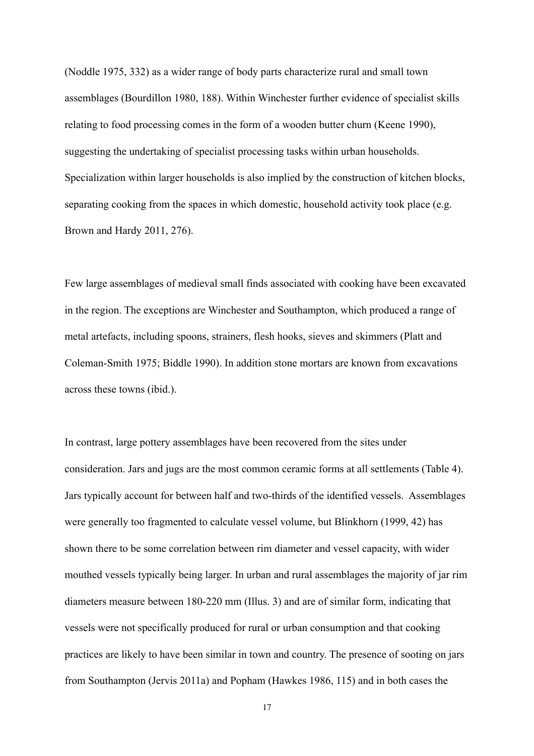(Noddle 1975, 332) as a wider range of body parts characterize rural and small town assemblages (Bourdillon 1980, 188). Within Winchester further evidence of specialist skills relating to food processing comes in the form of a wooden butter churn (Keene 1990), suggesting the undertaking of specialist processing tasks within urban households. Specialization within larger households is also implied by the construction of kitchen blocks, separating cooking from the spaces in which domestic, household activity took place (e.g. Brown and Hardy 2011, 276).

Few large assemblages of medieval small finds associated with cooking have been excavated in the region. The exceptions are Winchester and Southampton, which produced a range of metal artefacts, including spoons, strainers, flesh hooks, sieves and skimmers (Platt and Coleman-Smith 1975; Biddle 1990). In addition stone mortars are known from excavations across these towns (ibid.).

In contrast, large pottery assemblages have been recovered from the sites under consideration. Jars and jugs are the most common ceramic forms at all settlements (Table 4). Jars typically account for between half and two-thirds of the identified vessels. Assemblages were generally too fragmented to calculate vessel volume, but Blinkhorn (1999, 42) has shown there to be some correlation between rim diameter and vessel capacity, with wider mouthed vessels typically being larger. In urban and rural assemblages the majority of jar rim diameters measure between 180-220 mm (Illus. 3) and are of similar form, indicating that vessels were not specifically produced for rural or urban consumption and that cooking practices are likely to have been similar in town and country. The presence of sooting on jars from Southampton (Jervis 2011a) and Popham (Hawkes 1986, 115) and in both cases the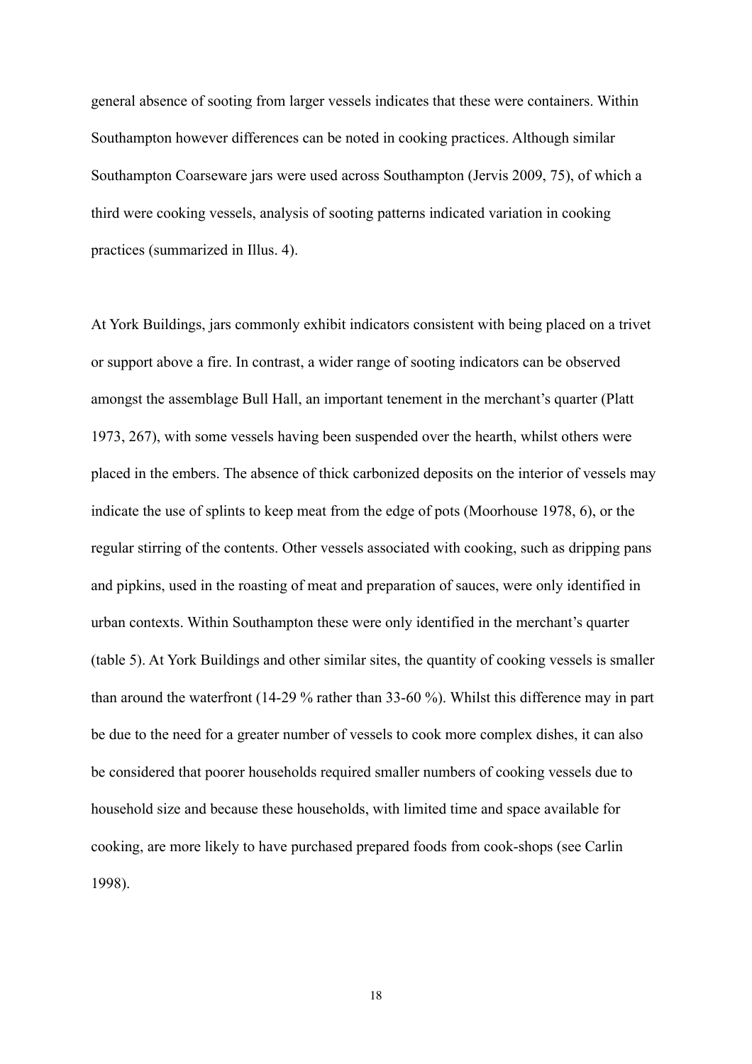general absence of sooting from larger vessels indicates that these were containers. Within Southampton however differences can be noted in cooking practices. Although similar Southampton Coarseware jars were used across Southampton (Jervis 2009, 75), of which a third were cooking vessels, analysis of sooting patterns indicated variation in cooking practices (summarized in Illus. 4).

At York Buildings, jars commonly exhibit indicators consistent with being placed on a trivet or support above a fire. In contrast, a wider range of sooting indicators can be observed amongst the assemblage Bull Hall, an important tenement in the merchant's quarter (Platt 1973, 267), with some vessels having been suspended over the hearth, whilst others were placed in the embers. The absence of thick carbonized deposits on the interior of vessels may indicate the use of splints to keep meat from the edge of pots (Moorhouse 1978, 6), or the regular stirring of the contents. Other vessels associated with cooking, such as dripping pans and pipkins, used in the roasting of meat and preparation of sauces, were only identified in urban contexts. Within Southampton these were only identified in the merchant's quarter (table 5). At York Buildings and other similar sites, the quantity of cooking vessels is smaller than around the waterfront (14-29 % rather than 33-60 %). Whilst this difference may in part be due to the need for a greater number of vessels to cook more complex dishes, it can also be considered that poorer households required smaller numbers of cooking vessels due to household size and because these households, with limited time and space available for cooking, are more likely to have purchased prepared foods from cook-shops (see Carlin 1998).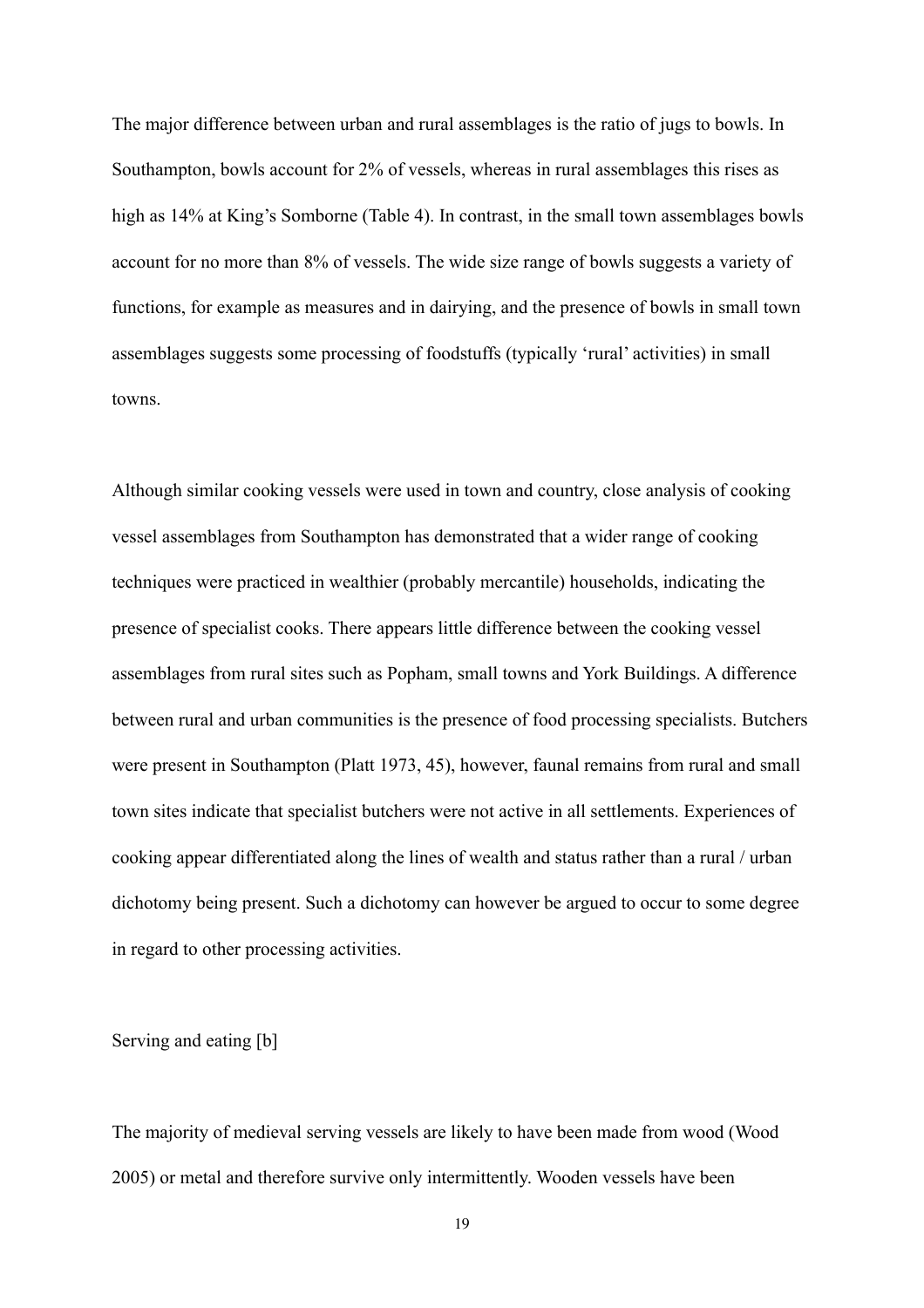The major difference between urban and rural assemblages is the ratio of jugs to bowls. In Southampton, bowls account for 2% of vessels, whereas in rural assemblages this rises as high as 14% at King's Somborne (Table 4). In contrast, in the small town assemblages bowls account for no more than 8% of vessels. The wide size range of bowls suggests a variety of functions, for example as measures and in dairying, and the presence of bowls in small town assemblages suggests some processing of foodstuffs (typically 'rural' activities) in small towns.

Although similar cooking vessels were used in town and country, close analysis of cooking vessel assemblages from Southampton has demonstrated that a wider range of cooking techniques were practiced in wealthier (probably mercantile) households, indicating the presence of specialist cooks. There appears little difference between the cooking vessel assemblages from rural sites such as Popham, small towns and York Buildings. A difference between rural and urban communities is the presence of food processing specialists. Butchers were present in Southampton (Platt 1973, 45), however, faunal remains from rural and small town sites indicate that specialist butchers were not active in all settlements. Experiences of cooking appear differentiated along the lines of wealth and status rather than a rural / urban dichotomy being present. Such a dichotomy can however be argued to occur to some degree in regard to other processing activities.

## Serving and eating [b]

The majority of medieval serving vessels are likely to have been made from wood (Wood 2005) or metal and therefore survive only intermittently. Wooden vessels have been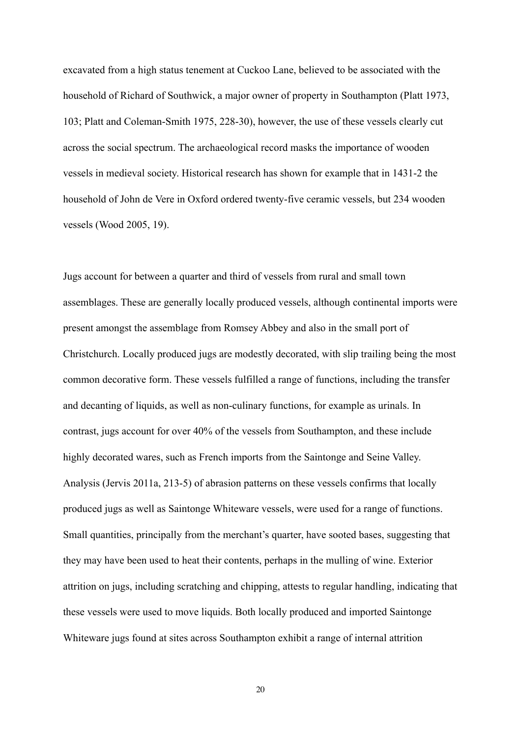excavated from a high status tenement at Cuckoo Lane, believed to be associated with the household of Richard of Southwick, a major owner of property in Southampton (Platt 1973, 103; Platt and Coleman-Smith 1975, 228-30), however, the use of these vessels clearly cut across the social spectrum. The archaeological record masks the importance of wooden vessels in medieval society. Historical research has shown for example that in 1431-2 the household of John de Vere in Oxford ordered twenty-five ceramic vessels, but 234 wooden vessels (Wood 2005, 19).

Jugs account for between a quarter and third of vessels from rural and small town assemblages. These are generally locally produced vessels, although continental imports were present amongst the assemblage from Romsey Abbey and also in the small port of Christchurch. Locally produced jugs are modestly decorated, with slip trailing being the most common decorative form. These vessels fulfilled a range of functions, including the transfer and decanting of liquids, as well as non-culinary functions, for example as urinals. In contrast, jugs account for over 40% of the vessels from Southampton, and these include highly decorated wares, such as French imports from the Saintonge and Seine Valley. Analysis (Jervis 2011a, 213-5) of abrasion patterns on these vessels confirms that locally produced jugs as well as Saintonge Whiteware vessels, were used for a range of functions. Small quantities, principally from the merchant's quarter, have sooted bases, suggesting that they may have been used to heat their contents, perhaps in the mulling of wine. Exterior attrition on jugs, including scratching and chipping, attests to regular handling, indicating that these vessels were used to move liquids. Both locally produced and imported Saintonge Whiteware jugs found at sites across Southampton exhibit a range of internal attrition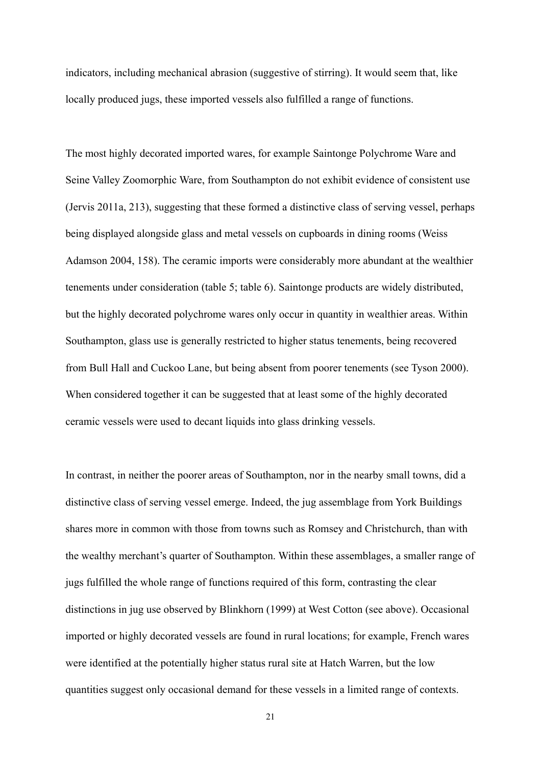indicators, including mechanical abrasion (suggestive of stirring). It would seem that, like locally produced jugs, these imported vessels also fulfilled a range of functions.

The most highly decorated imported wares, for example Saintonge Polychrome Ware and Seine Valley Zoomorphic Ware, from Southampton do not exhibit evidence of consistent use (Jervis 2011a, 213), suggesting that these formed a distinctive class of serving vessel, perhaps being displayed alongside glass and metal vessels on cupboards in dining rooms (Weiss Adamson 2004, 158). The ceramic imports were considerably more abundant at the wealthier tenements under consideration (table 5; table 6). Saintonge products are widely distributed, but the highly decorated polychrome wares only occur in quantity in wealthier areas. Within Southampton, glass use is generally restricted to higher status tenements, being recovered from Bull Hall and Cuckoo Lane, but being absent from poorer tenements (see Tyson 2000). When considered together it can be suggested that at least some of the highly decorated ceramic vessels were used to decant liquids into glass drinking vessels.

In contrast, in neither the poorer areas of Southampton, nor in the nearby small towns, did a distinctive class of serving vessel emerge. Indeed, the jug assemblage from York Buildings shares more in common with those from towns such as Romsey and Christchurch, than with the wealthy merchant's quarter of Southampton. Within these assemblages, a smaller range of jugs fulfilled the whole range of functions required of this form, contrasting the clear distinctions in jug use observed by Blinkhorn (1999) at West Cotton (see above). Occasional imported or highly decorated vessels are found in rural locations; for example, French wares were identified at the potentially higher status rural site at Hatch Warren, but the low quantities suggest only occasional demand for these vessels in a limited range of contexts.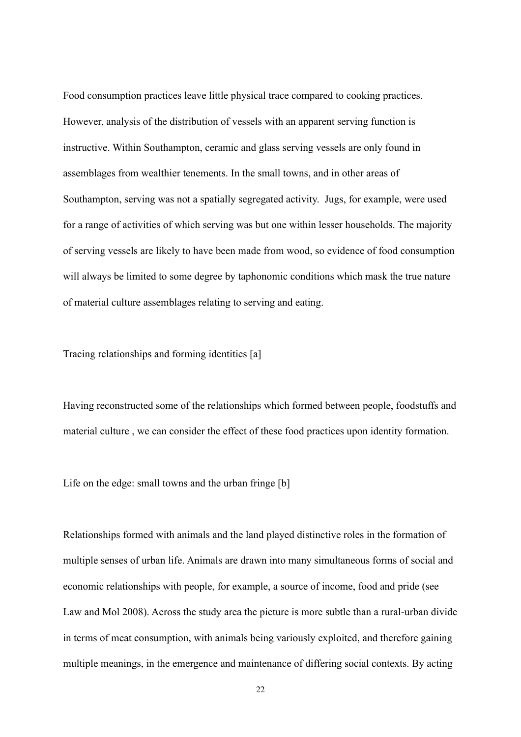Food consumption practices leave little physical trace compared to cooking practices. However, analysis of the distribution of vessels with an apparent serving function is instructive. Within Southampton, ceramic and glass serving vessels are only found in assemblages from wealthier tenements. In the small towns, and in other areas of Southampton, serving was not a spatially segregated activity. Jugs, for example, were used for a range of activities of which serving was but one within lesser households. The majority of serving vessels are likely to have been made from wood, so evidence of food consumption will always be limited to some degree by taphonomic conditions which mask the true nature of material culture assemblages relating to serving and eating.

## Tracing relationships and forming identities [a]

Having reconstructed some of the relationships which formed between people, foodstuffs and material culture , we can consider the effect of these food practices upon identity formation.

### Life on the edge: small towns and the urban fringe [b]

Relationships formed with animals and the land played distinctive roles in the formation of multiple senses of urban life. Animals are drawn into many simultaneous forms of social and economic relationships with people, for example, a source of income, food and pride (see Law and Mol 2008). Across the study area the picture is more subtle than a rural-urban divide in terms of meat consumption, with animals being variously exploited, and therefore gaining multiple meanings, in the emergence and maintenance of differing social contexts. By acting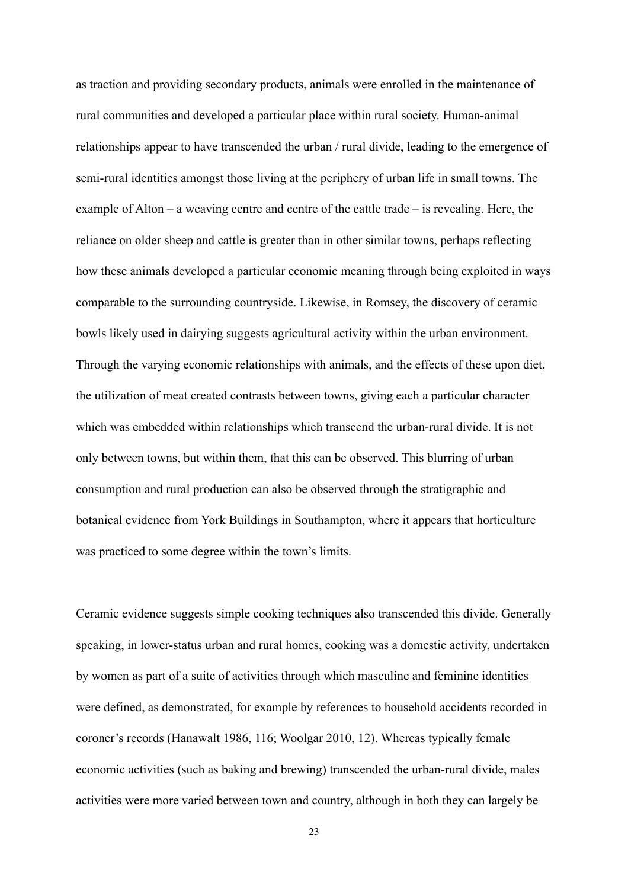as traction and providing secondary products, animals were enrolled in the maintenance of rural communities and developed a particular place within rural society. Human-animal relationships appear to have transcended the urban / rural divide, leading to the emergence of semi-rural identities amongst those living at the periphery of urban life in small towns. The example of Alton – a weaving centre and centre of the cattle trade – is revealing. Here, the reliance on older sheep and cattle is greater than in other similar towns, perhaps reflecting how these animals developed a particular economic meaning through being exploited in ways comparable to the surrounding countryside. Likewise, in Romsey, the discovery of ceramic bowls likely used in dairying suggests agricultural activity within the urban environment. Through the varying economic relationships with animals, and the effects of these upon diet, the utilization of meat created contrasts between towns, giving each a particular character which was embedded within relationships which transcend the urban-rural divide. It is not only between towns, but within them, that this can be observed. This blurring of urban consumption and rural production can also be observed through the stratigraphic and botanical evidence from York Buildings in Southampton, where it appears that horticulture was practiced to some degree within the town's limits.

Ceramic evidence suggests simple cooking techniques also transcended this divide. Generally speaking, in lower-status urban and rural homes, cooking was a domestic activity, undertaken by women as part of a suite of activities through which masculine and feminine identities were defined, as demonstrated, for example by references to household accidents recorded in coroner's records (Hanawalt 1986, 116; Woolgar 2010, 12). Whereas typically female economic activities (such as baking and brewing) transcended the urban-rural divide, males activities were more varied between town and country, although in both they can largely be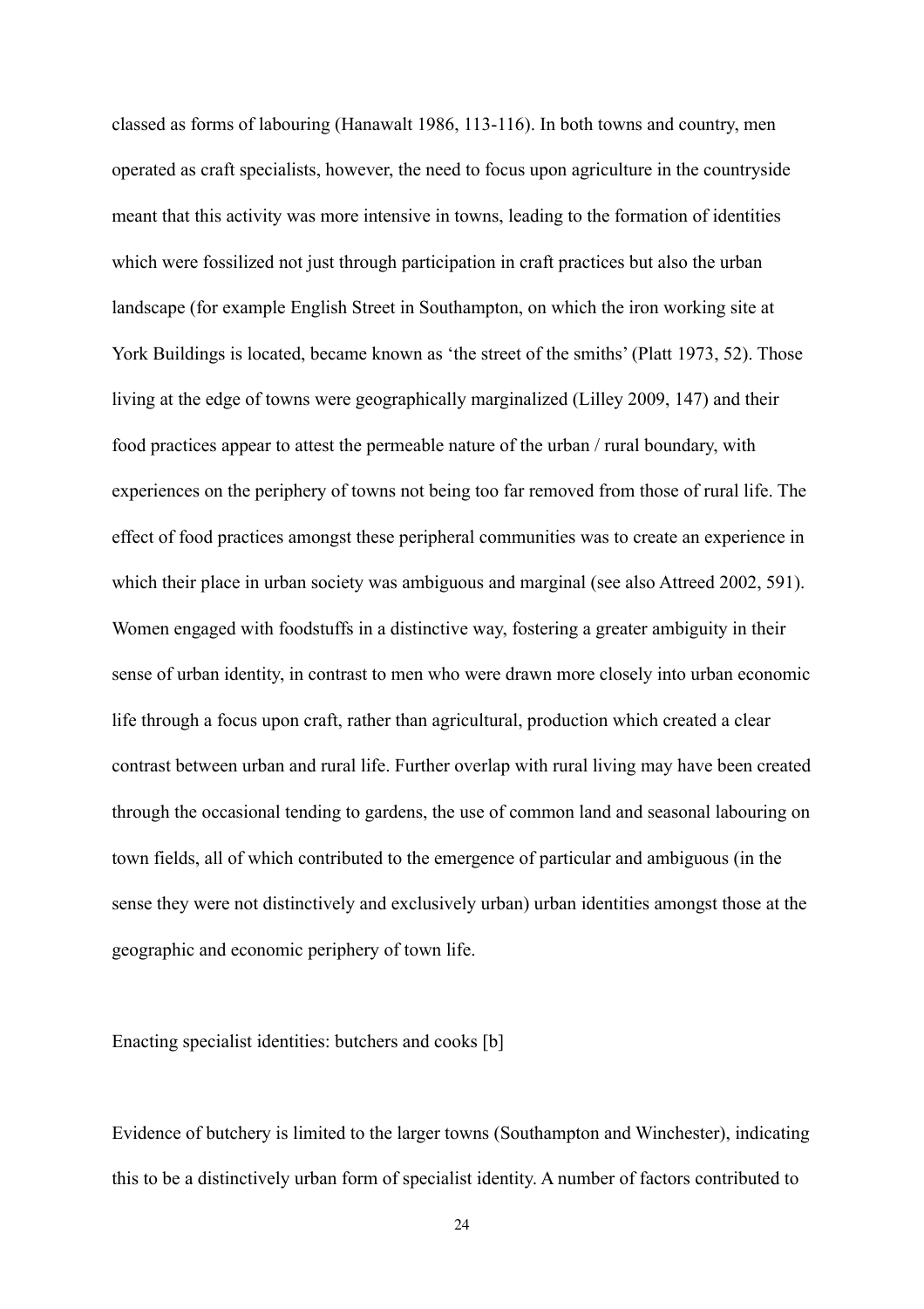classed as forms of labouring (Hanawalt 1986, 113-116). In both towns and country, men operated as craft specialists, however, the need to focus upon agriculture in the countryside meant that this activity was more intensive in towns, leading to the formation of identities which were fossilized not just through participation in craft practices but also the urban landscape (for example English Street in Southampton, on which the iron working site at York Buildings is located, became known as 'the street of the smiths' (Platt 1973, 52). Those living at the edge of towns were geographically marginalized (Lilley 2009, 147) and their food practices appear to attest the permeable nature of the urban / rural boundary, with experiences on the periphery of towns not being too far removed from those of rural life. The effect of food practices amongst these peripheral communities was to create an experience in which their place in urban society was ambiguous and marginal (see also Attreed 2002, 591). Women engaged with foodstuffs in a distinctive way, fostering a greater ambiguity in their sense of urban identity, in contrast to men who were drawn more closely into urban economic life through a focus upon craft, rather than agricultural, production which created a clear contrast between urban and rural life. Further overlap with rural living may have been created through the occasional tending to gardens, the use of common land and seasonal labouring on town fields, all of which contributed to the emergence of particular and ambiguous (in the sense they were not distinctively and exclusively urban) urban identities amongst those at the geographic and economic periphery of town life.

Enacting specialist identities: butchers and cooks [b]

Evidence of butchery is limited to the larger towns (Southampton and Winchester), indicating this to be a distinctively urban form of specialist identity. A number of factors contributed to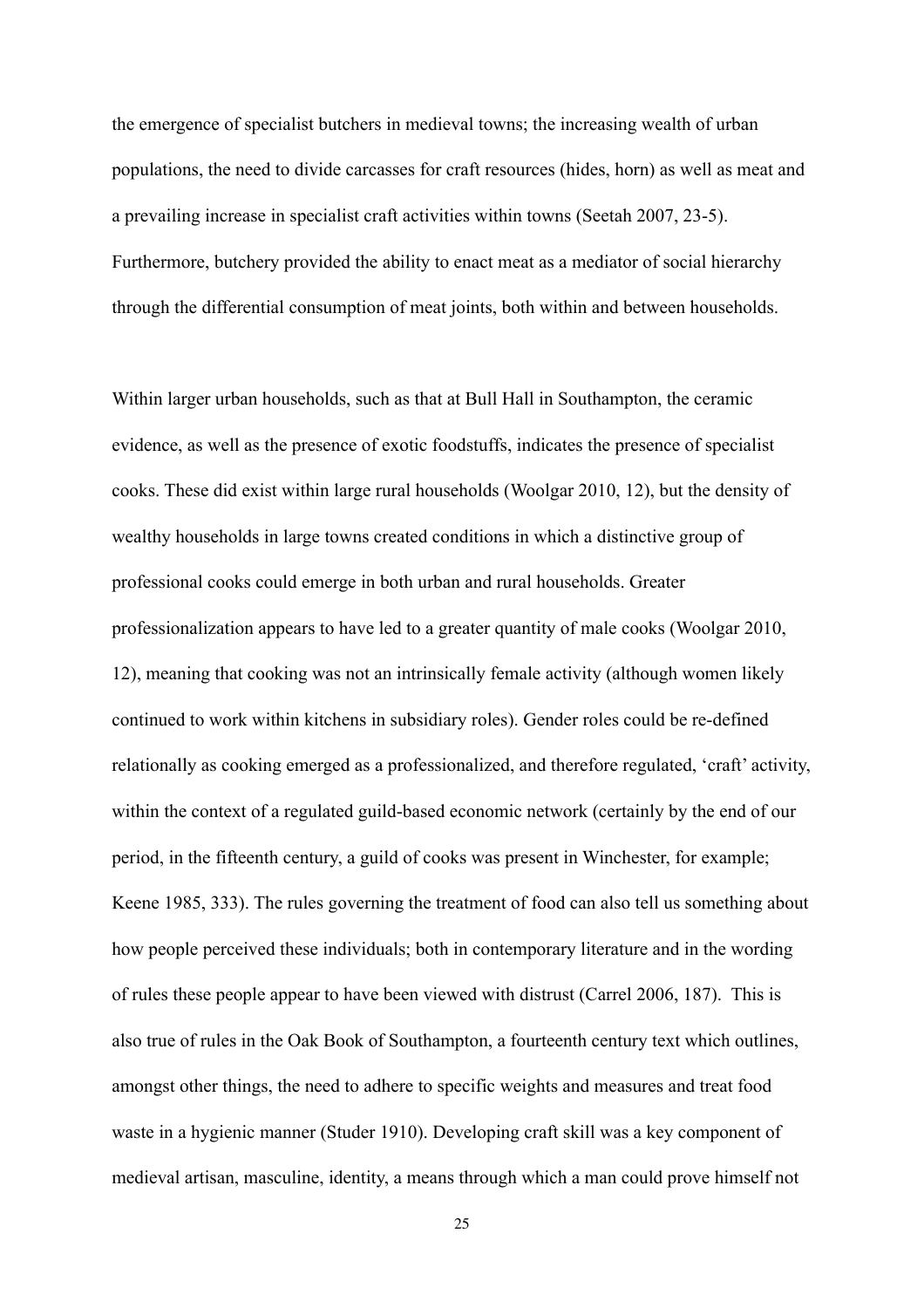the emergence of specialist butchers in medieval towns; the increasing wealth of urban populations, the need to divide carcasses for craft resources (hides, horn) as well as meat and a prevailing increase in specialist craft activities within towns (Seetah 2007, 23-5). Furthermore, butchery provided the ability to enact meat as a mediator of social hierarchy through the differential consumption of meat joints, both within and between households.

Within larger urban households, such as that at Bull Hall in Southampton, the ceramic evidence, as well as the presence of exotic foodstuffs, indicates the presence of specialist cooks. These did exist within large rural households (Woolgar 2010, 12), but the density of wealthy households in large towns created conditions in which a distinctive group of professional cooks could emerge in both urban and rural households. Greater professionalization appears to have led to a greater quantity of male cooks (Woolgar 2010, 12), meaning that cooking was not an intrinsically female activity (although women likely continued to work within kitchens in subsidiary roles). Gender roles could be re-defined relationally as cooking emerged as a professionalized, and therefore regulated, 'craft' activity, within the context of a regulated guild-based economic network (certainly by the end of our period, in the fifteenth century, a guild of cooks was present in Winchester, for example; Keene 1985, 333). The rules governing the treatment of food can also tell us something about how people perceived these individuals; both in contemporary literature and in the wording of rules these people appear to have been viewed with distrust (Carrel 2006, 187). This is also true of rules in the Oak Book of Southampton, a fourteenth century text which outlines, amongst other things, the need to adhere to specific weights and measures and treat food waste in a hygienic manner (Studer 1910). Developing craft skill was a key component of medieval artisan, masculine, identity, a means through which a man could prove himself not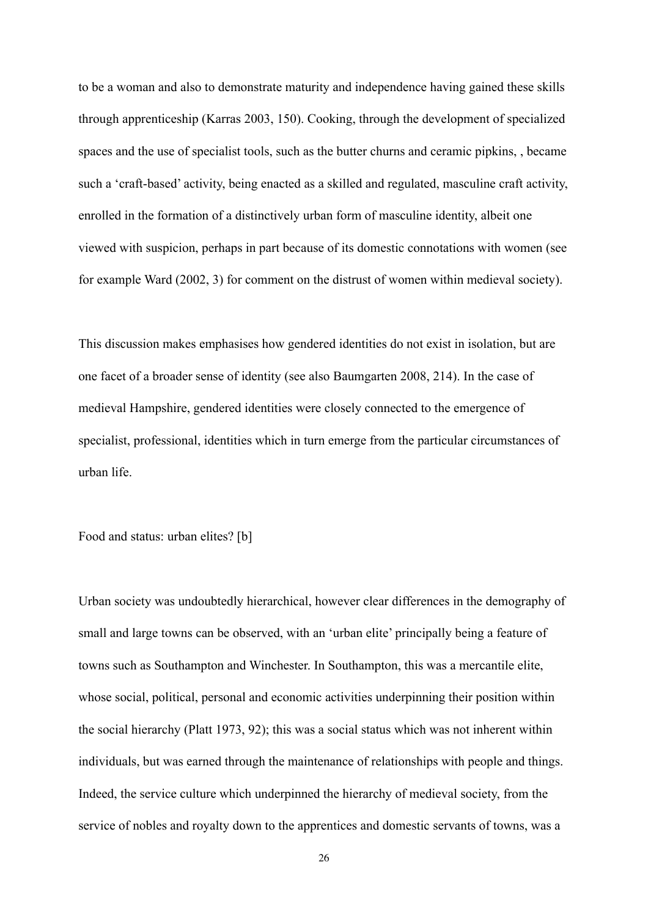to be a woman and also to demonstrate maturity and independence having gained these skills through apprenticeship (Karras 2003, 150). Cooking, through the development of specialized spaces and the use of specialist tools, such as the butter churns and ceramic pipkins, , became such a 'craft-based' activity, being enacted as a skilled and regulated, masculine craft activity, enrolled in the formation of a distinctively urban form of masculine identity, albeit one viewed with suspicion, perhaps in part because of its domestic connotations with women (see for example Ward (2002, 3) for comment on the distrust of women within medieval society).

This discussion makes emphasises how gendered identities do not exist in isolation, but are one facet of a broader sense of identity (see also Baumgarten 2008, 214). In the case of medieval Hampshire, gendered identities were closely connected to the emergence of specialist, professional, identities which in turn emerge from the particular circumstances of urban life.

Food and status: urban elites? [b]

Urban society was undoubtedly hierarchical, however clear differences in the demography of small and large towns can be observed, with an 'urban elite' principally being a feature of towns such as Southampton and Winchester. In Southampton, this was a mercantile elite, whose social, political, personal and economic activities underpinning their position within the social hierarchy (Platt 1973, 92); this was a social status which was not inherent within individuals, but was earned through the maintenance of relationships with people and things. Indeed, the service culture which underpinned the hierarchy of medieval society, from the service of nobles and royalty down to the apprentices and domestic servants of towns, was a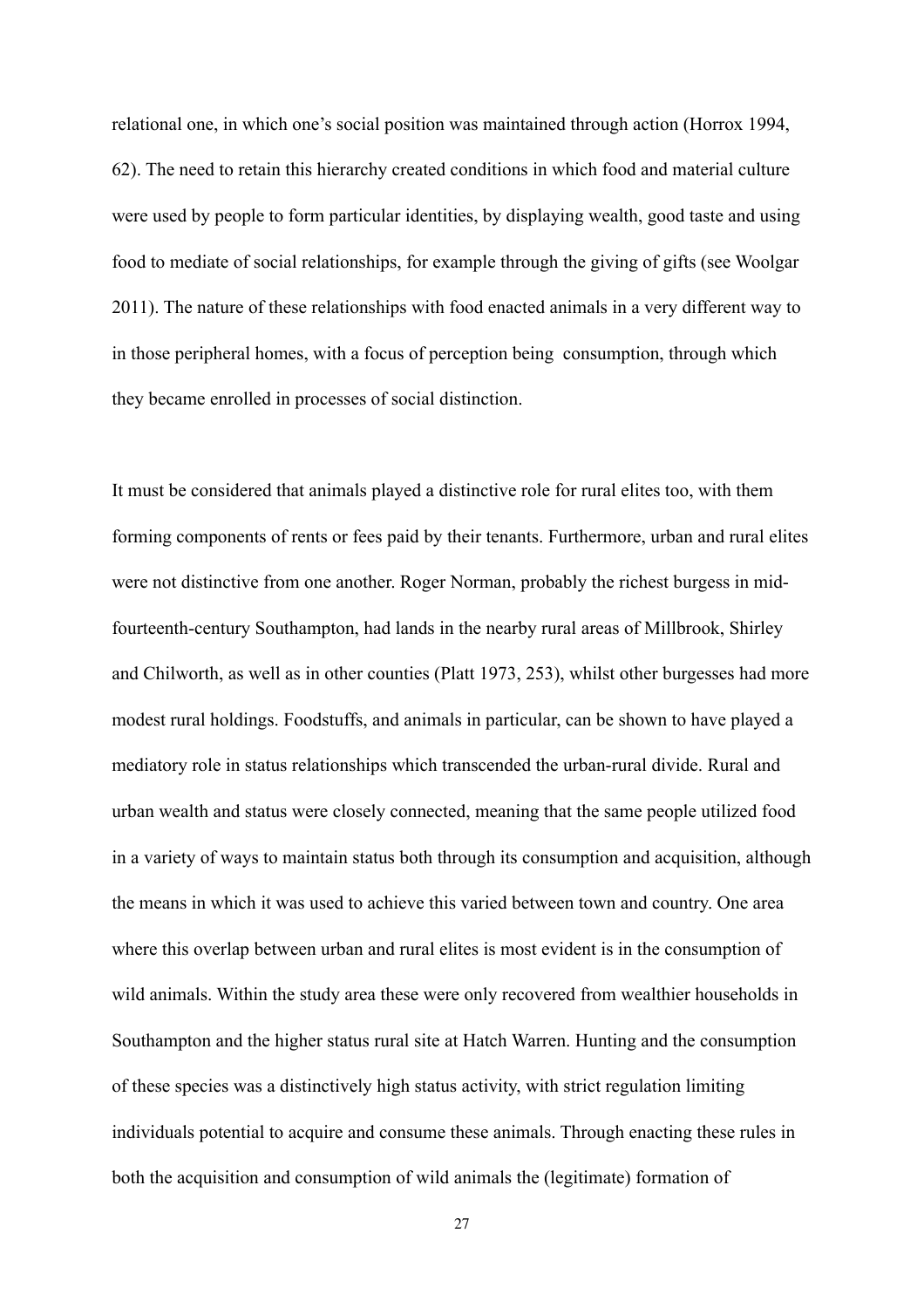relational one, in which one's social position was maintained through action (Horrox 1994, 62). The need to retain this hierarchy created conditions in which food and material culture were used by people to form particular identities, by displaying wealth, good taste and using food to mediate of social relationships, for example through the giving of gifts (see Woolgar 2011). The nature of these relationships with food enacted animals in a very different way to in those peripheral homes, with a focus of perception being  consumption, through which they became enrolled in processes of social distinction.

It must be considered that animals played a distinctive role for rural elites too, with them forming components of rents or fees paid by their tenants. Furthermore, urban and rural elites were not distinctive from one another. Roger Norman, probably the richest burgess in mid-fourteenth-century Southampton, had lands in the nearby rural areas of Millbrook, Shirley and Chilworth, as well as in other counties (Platt 1973, 253), whilst other burgesses had more modest rural holdings. Foodstuffs, and animals in particular, can be shown to have played a mediatory role in status relationships which transcended the urban-rural divide. Rural and urban wealth and status were closely connected, meaning that the same people utilized food in a variety of ways to maintain status both through its consumption and acquisition, although the means in which it was used to achieve this varied between town and country. One area where this overlap between urban and rural elites is most evident is in the consumption of wild animals. Within the study area these were only recovered from wealthier households in Southampton and the higher status rural site at Hatch Warren. Hunting and the consumption of these species was a distinctively high status activity, with strict regulation limiting individuals potential to acquire and consume these animals. Through enacting these rules in both the acquisition and consumption of wild animals the (legitimate) formation of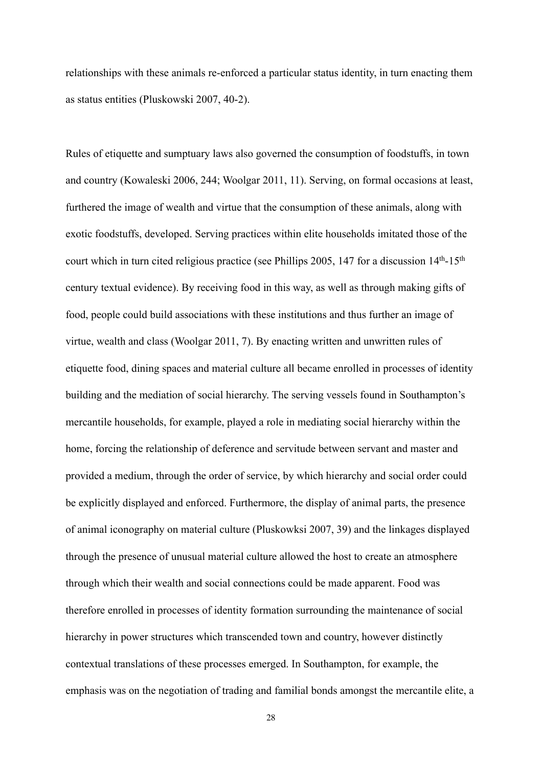relationships with these animals re-enforced a particular status identity, in turn enacting them as status entities (Pluskowski 2007, 40-2).

Rules of etiquette and sumptuary laws also governed the consumption of foodstuffs, in town and country (Kowaleski 2006, 244; Woolgar 2011, 11). Serving, on formal occasions at least, furthered the image of wealth and virtue that the consumption of these animals, along with exotic foodstuffs, developed. Serving practices within elite households imitated those of the court which in turn cited religious practice (see Phillips 2005, 147 for a discussion 14th-15th century textual evidence). By receiving food in this way, as well as through making gifts of food, people could build associations with these institutions and thus further an image of virtue, wealth and class (Woolgar 2011, 7). By enacting written and unwritten rules of etiquette food, dining spaces and material culture all became enrolled in processes of identity building and the mediation of social hierarchy. The serving vessels found in Southampton's mercantile households, for example, played a role in mediating social hierarchy within the home, forcing the relationship of deference and servitude between servant and master and provided a medium, through the order of service, by which hierarchy and social order could be explicitly displayed and enforced. Furthermore, the display of animal parts, the presence of animal iconography on material culture (Pluskowksi 2007, 39) and the linkages displayed through the presence of unusual material culture allowed the host to create an atmosphere through which their wealth and social connections could be made apparent. Food was therefore enrolled in processes of identity formation surrounding the maintenance of social hierarchy in power structures which transcended town and country, however distinctly contextual translations of these processes emerged. In Southampton, for example, the emphasis was on the negotiation of trading and familial bonds amongst the mercantile elite, a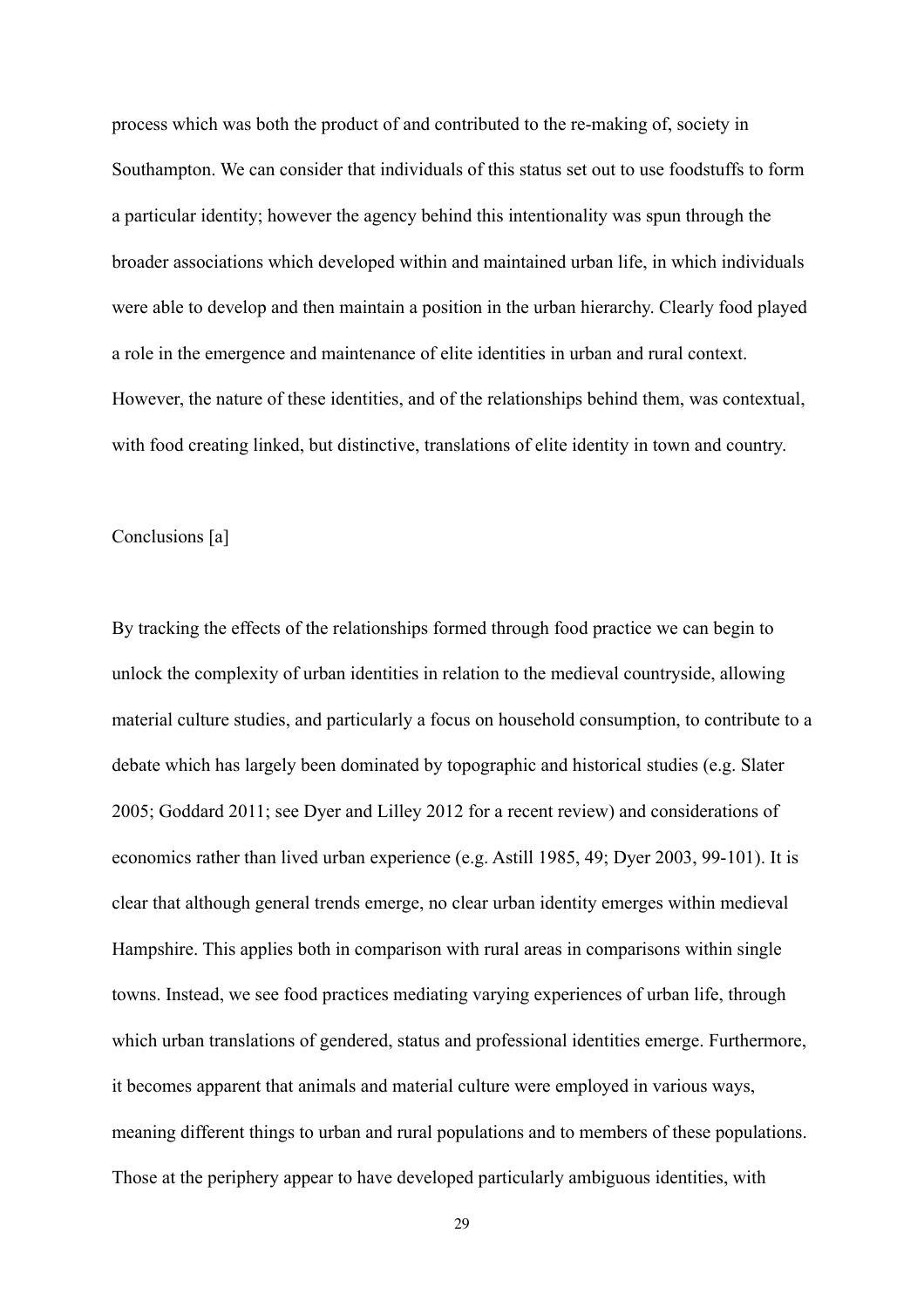process which was both the product of and contributed to the re-making of, society in Southampton. We can consider that individuals of this status set out to use foodstuffs to form a particular identity; however the agency behind this intentionality was spun through the broader associations which developed within and maintained urban life, in which individuals were able to develop and then maintain a position in the urban hierarchy. Clearly food played a role in the emergence and maintenance of elite identities in urban and rural context. However, the nature of these identities, and of the relationships behind them, was contextual, with food creating linked, but distinctive, translations of elite identity in town and country.

## Conclusions [a]

By tracking the effects of the relationships formed through food practice we can begin to unlock the complexity of urban identities in relation to the medieval countryside, allowing material culture studies, and particularly a focus on household consumption, to contribute to a debate which has largely been dominated by topographic and historical studies (e.g. Slater 2005; Goddard 2011; see Dyer and Lilley 2012 for a recent review) and considerations of economics rather than lived urban experience (e.g. Astill 1985, 49; Dyer 2003, 99-101). It is clear that although general trends emerge, no clear urban identity emerges within medieval Hampshire. This applies both in comparison with rural areas in comparisons within single towns. Instead, we see food practices mediating varying experiences of urban life, through which urban translations of gendered, status and professional identities emerge. Furthermore, it becomes apparent that animals and material culture were employed in various ways, meaning different things to urban and rural populations and to members of these populations. Those at the periphery appear to have developed particularly ambiguous identities, with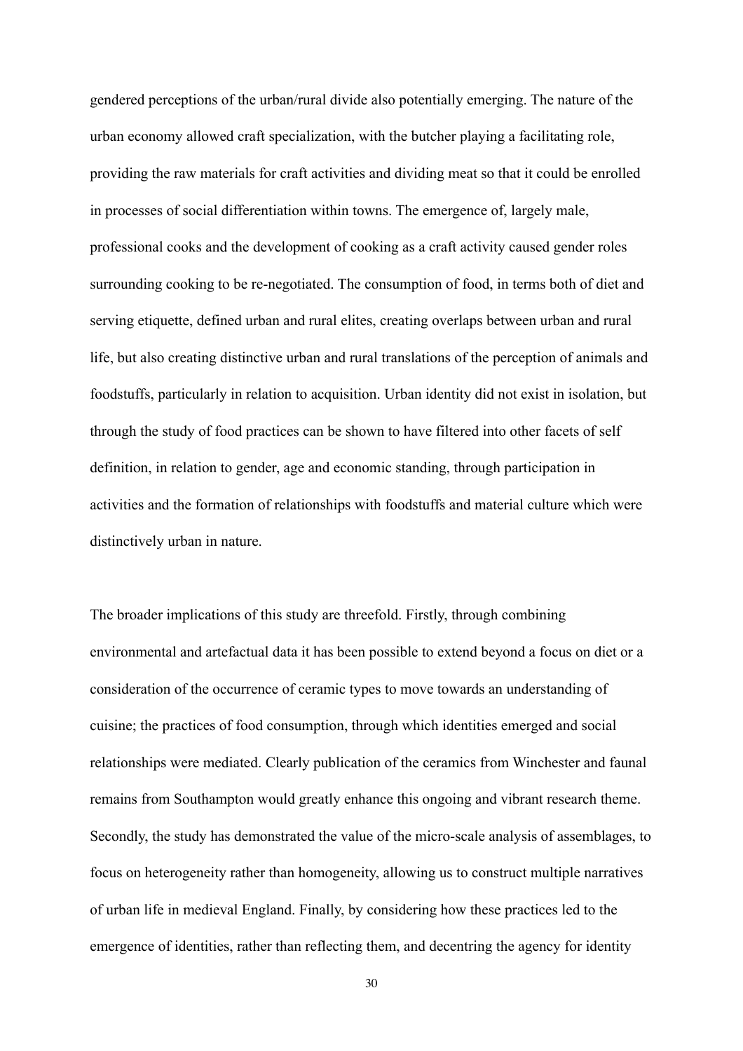gendered perceptions of the urban/rural divide also potentially emerging. The nature of the urban economy allowed craft specialization, with the butcher playing a facilitating role, providing the raw materials for craft activities and dividing meat so that it could be enrolled in processes of social differentiation within towns. The emergence of, largely male, professional cooks and the development of cooking as a craft activity caused gender roles surrounding cooking to be re-negotiated. The consumption of food, in terms both of diet and serving etiquette, defined urban and rural elites, creating overlaps between urban and rural life, but also creating distinctive urban and rural translations of the perception of animals and foodstuffs, particularly in relation to acquisition. Urban identity did not exist in isolation, but through the study of food practices can be shown to have filtered into other facets of self definition, in relation to gender, age and economic standing, through participation in activities and the formation of relationships with foodstuffs and material culture which were distinctively urban in nature.

The broader implications of this study are threefold. Firstly, through combining environmental and artefactual data it has been possible to extend beyond a focus on diet or a consideration of the occurrence of ceramic types to move towards an understanding of cuisine; the practices of food consumption, through which identities emerged and social relationships were mediated. Clearly publication of the ceramics from Winchester and faunal remains from Southampton would greatly enhance this ongoing and vibrant research theme. Secondly, the study has demonstrated the value of the micro-scale analysis of assemblages, to focus on heterogeneity rather than homogeneity, allowing us to construct multiple narratives of urban life in medieval England. Finally, by considering how these practices led to the emergence of identities, rather than reflecting them, and decentring the agency for identity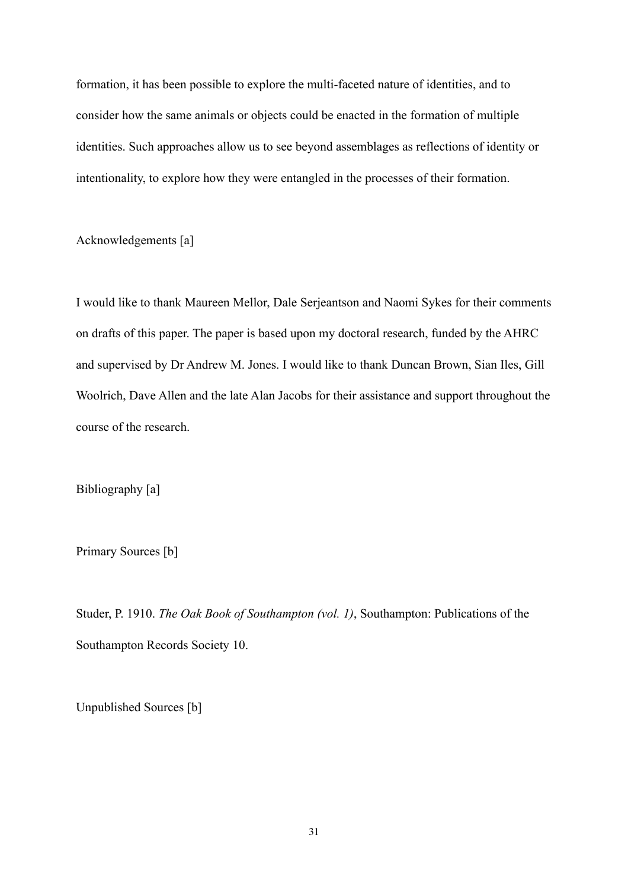formation, it has been possible to explore the multi-faceted nature of identities, and to consider how the same animals or objects could be enacted in the formation of multiple identities. Such approaches allow us to see beyond assemblages as reflections of identity or intentionality, to explore how they were entangled in the processes of their formation.

## Acknowledgements [a]

I would like to thank Maureen Mellor, Dale Serjeantson and Naomi Sykes for their comments on drafts of this paper. The paper is based upon my doctoral research, funded by the AHRC and supervised by Dr Andrew M. Jones. I would like to thank Duncan Brown, Sian Iles, Gill Woolrich, Dave Allen and the late Alan Jacobs for their assistance and support throughout the course of the research.

## Bibliography [a]

### Primary Sources [b]

Studer, P. 1910. *The Oak Book of Southampton (vol. 1)*, Southampton: Publications of the Southampton Records Society 10.

### Unpublished Sources [b]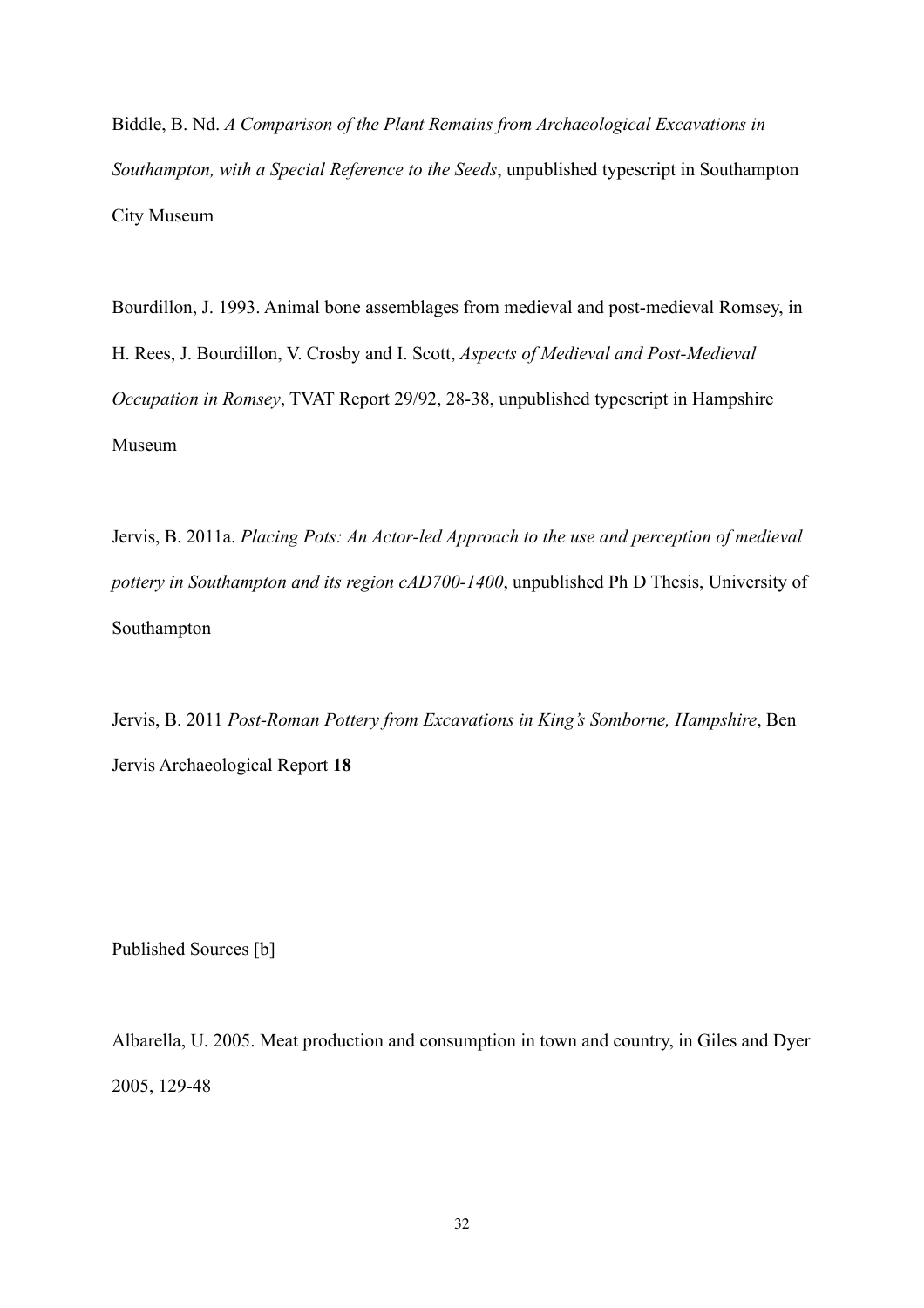Biddle, B. Nd. *A Comparison of the Plant Remains from Archaeological Excavations in Southampton, with a Special Reference to the Seeds*, unpublished typescript in Southampton City Museum

Bourdillon, J. 1993. Animal bone assemblages from medieval and post-medieval Romsey, in H. Rees, J. Bourdillon, V. Crosby and I. Scott, *Aspects of Medieval and Post-Medieval Occupation in Romsey*, TVAT Report 29/92, 28-38, unpublished typescript in Hampshire Museum

Jervis, B. 2011a. *Placing Pots: An Actor-led Approach to the use and perception of medieval pottery in Southampton and its region cAD700-1400*, unpublished Ph D Thesis, University of Southampton

Jervis, B. 2011 *Post-Roman Pottery from Excavations in King's Somborne, Hampshire*, Ben Jervis Archaeological Report **18**

Published Sources [b]

Albarella, U. 2005. Meat production and consumption in town and country, in Giles and Dyer 2005, 129-48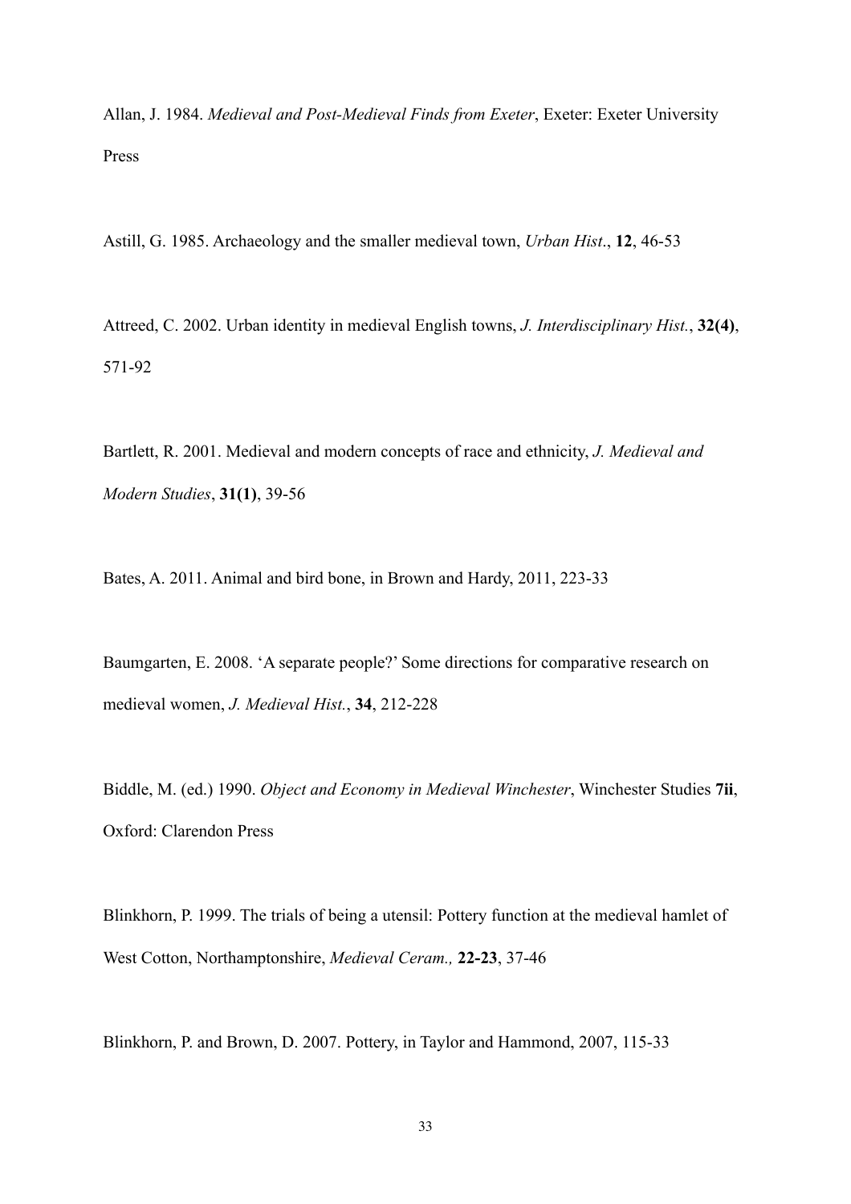Allan, J. 1984. *Medieval and Post-Medieval Finds from Exeter*, Exeter: Exeter University Press

Astill, G. 1985. Archaeology and the smaller medieval town, *Urban Hist*., **12**, 46-53

Attreed, C. 2002. Urban identity in medieval English towns, *J. Interdisciplinary Hist.*, **32(4)**, 571-92

Bartlett, R. 2001. Medieval and modern concepts of race and ethnicity, *J. Medieval and Modern Studies*, **31(1)**, 39-56

Bates, A. 2011. Animal and bird bone, in Brown and Hardy, 2011, 223-33

Baumgarten, E. 2008. 'A separate people?' Some directions for comparative research on medieval women, *J. Medieval Hist.*, **34**, 212-228

Biddle, M. (ed.) 1990. *Object and Economy in Medieval Winchester*, Winchester Studies **7ii**, Oxford: Clarendon Press

Blinkhorn, P. 1999. The trials of being a utensil: Pottery function at the medieval hamlet of West Cotton, Northamptonshire, *Medieval Ceram.,* **22-23**, 37-46

Blinkhorn, P. and Brown, D. 2007. Pottery, in Taylor and Hammond, 2007, 115-33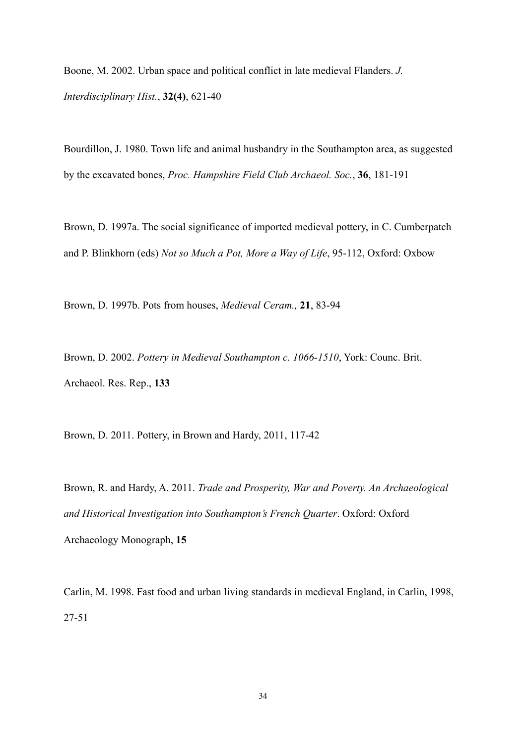Boone, M. 2002. Urban space and political conflict in late medieval Flanders. *J. Interdisciplinary Hist.*, **32(4)**, 621-40

Bourdillon, J. 1980. Town life and animal husbandry in the Southampton area, as suggested by the excavated bones, *Proc. Hampshire Field Club Archaeol. Soc.*, **36**, 181-191

Brown, D. 1997a. The social significance of imported medieval pottery, in C. Cumberpatch and P. Blinkhorn (eds) *Not so Much a Pot, More a Way of Life*, 95-112, Oxford: Oxbow

Brown, D. 1997b. Pots from houses, *Medieval Ceram.,* **21**, 83-94

Brown, D. 2002. *Pottery in Medieval Southampton c. 1066-1510*, York: Counc. Brit. Archaeol. Res. Rep., **133**

Brown, D. 2011. Pottery, in Brown and Hardy, 2011, 117-42

Brown, R. and Hardy, A. 2011. *Trade and Prosperity, War and Poverty. An Archaeological and Historical Investigation into Southampton's French Quarter*. Oxford: Oxford Archaeology Monograph, **15**

Carlin, M. 1998. Fast food and urban living standards in medieval England, in Carlin, 1998, 27-51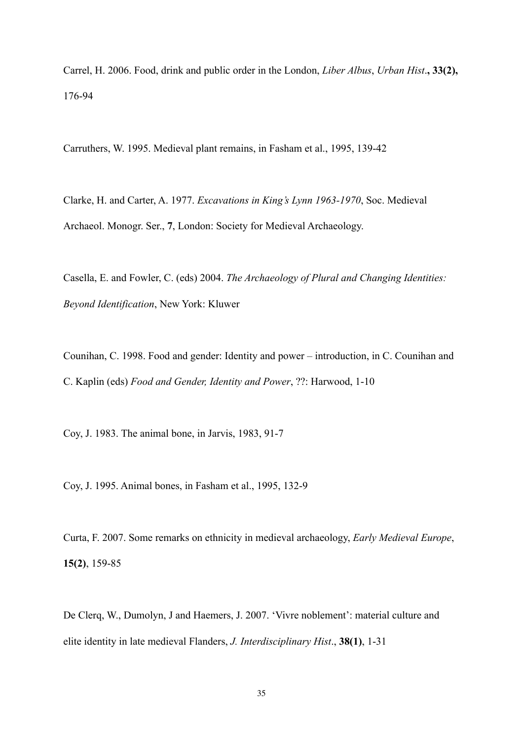Carrel, H. 2006. Food, drink and public order in the London, *Liber Albus*, *Urban Hist*., **33(2),** 176-94

Carruthers, W. 1995. Medieval plant remains, in Fasham et al., 1995, 139-42

Clarke, H. and Carter, A. 1977. *Excavations in King's Lynn 1963-1970*, Soc. Medieval Archaeol. Monogr. Ser., **7**, London: Society for Medieval Archaeology.

Casella, E. and Fowler, C. (eds) 2004. *The Archaeology of Plural and Changing Identities: Beyond Identification*, New York: Kluwer

Counihan, C. 1998. Food and gender: Identity and power – introduction, in C. Counihan and C. Kaplin (eds) *Food and Gender, Identity and Power*, ??: Harwood, 1-10

Coy, J. 1983. The animal bone, in Jarvis, 1983, 91-7

Coy, J. 1995. Animal bones, in Fasham et al., 1995, 132-9

Curta, F. 2007. Some remarks on ethnicity in medieval archaeology, *Early Medieval Europe*, **15(2)**, 159-85

De Clerq, W., Dumolyn, J and Haemers, J. 2007. 'Vivre noblement': material culture and elite identity in late medieval Flanders, *J. Interdisciplinary Hist*., **38(1)**, 1-31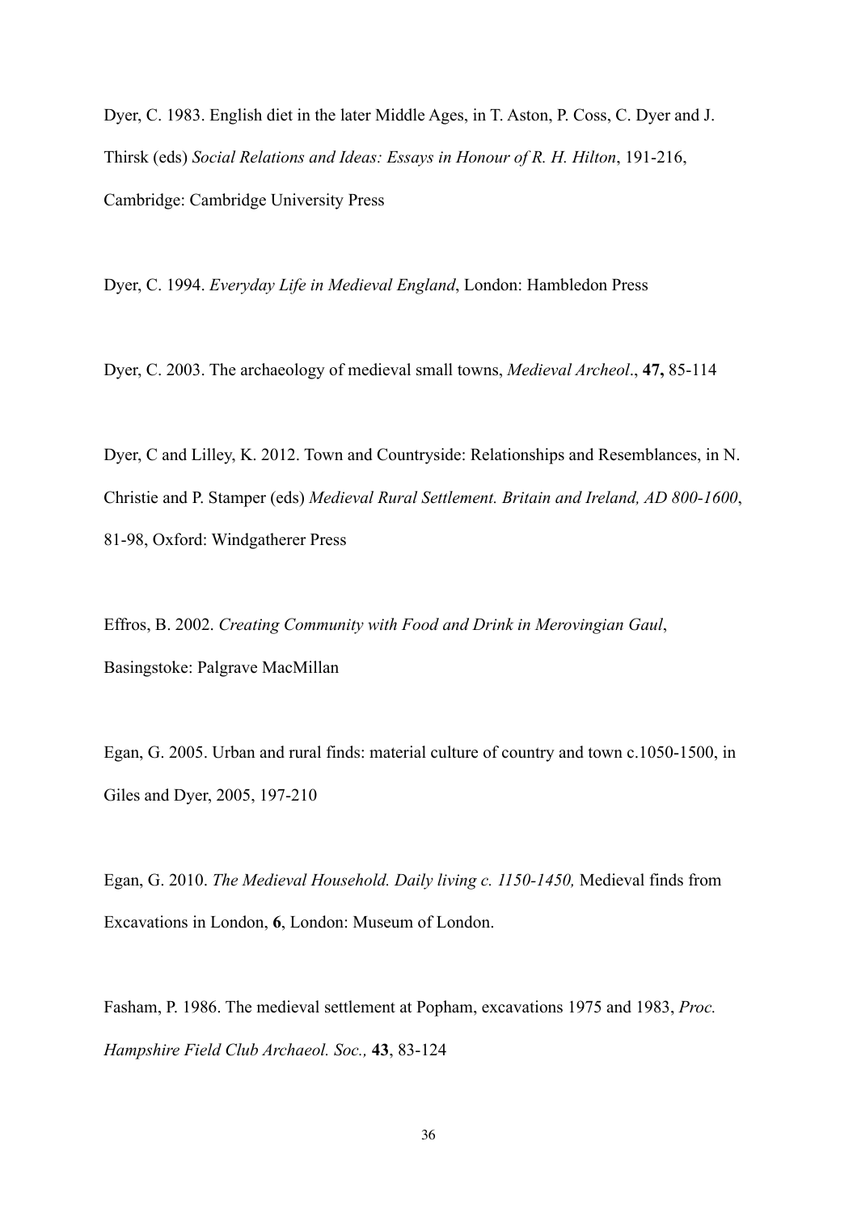Dyer, C. 1983. English diet in the later Middle Ages, in T. Aston, P. Coss, C. Dyer and J. Thirsk (eds) *Social Relations and Ideas: Essays in Honour of R. H. Hilton*, 191-216, Cambridge: Cambridge University Press

Dyer, C. 1994. *Everyday Life in Medieval England*, London: Hambledon Press

Dyer, C. 2003. The archaeology of medieval small towns, *Medieval Archeol*., **47,** 85-114

Dyer, C and Lilley, K. 2012. Town and Countryside: Relationships and Resemblances, in N. Christie and P. Stamper (eds) *Medieval Rural Settlement. Britain and Ireland, AD 800-1600*, 81-98, Oxford: Windgatherer Press

Effros, B. 2002. *Creating Community with Food and Drink in Merovingian Gaul*, Basingstoke: Palgrave MacMillan

Egan, G. 2005. Urban and rural finds: material culture of country and town c.1050-1500, in Giles and Dyer, 2005, 197-210

Egan, G. 2010. *The Medieval Household. Daily living c. 1150-1450,* Medieval finds from Excavations in London, **6**, London: Museum of London.

Fasham, P. 1986. The medieval settlement at Popham, excavations 1975 and 1983, *Proc. Hampshire Field Club Archaeol. Soc.,* **43**, 83-124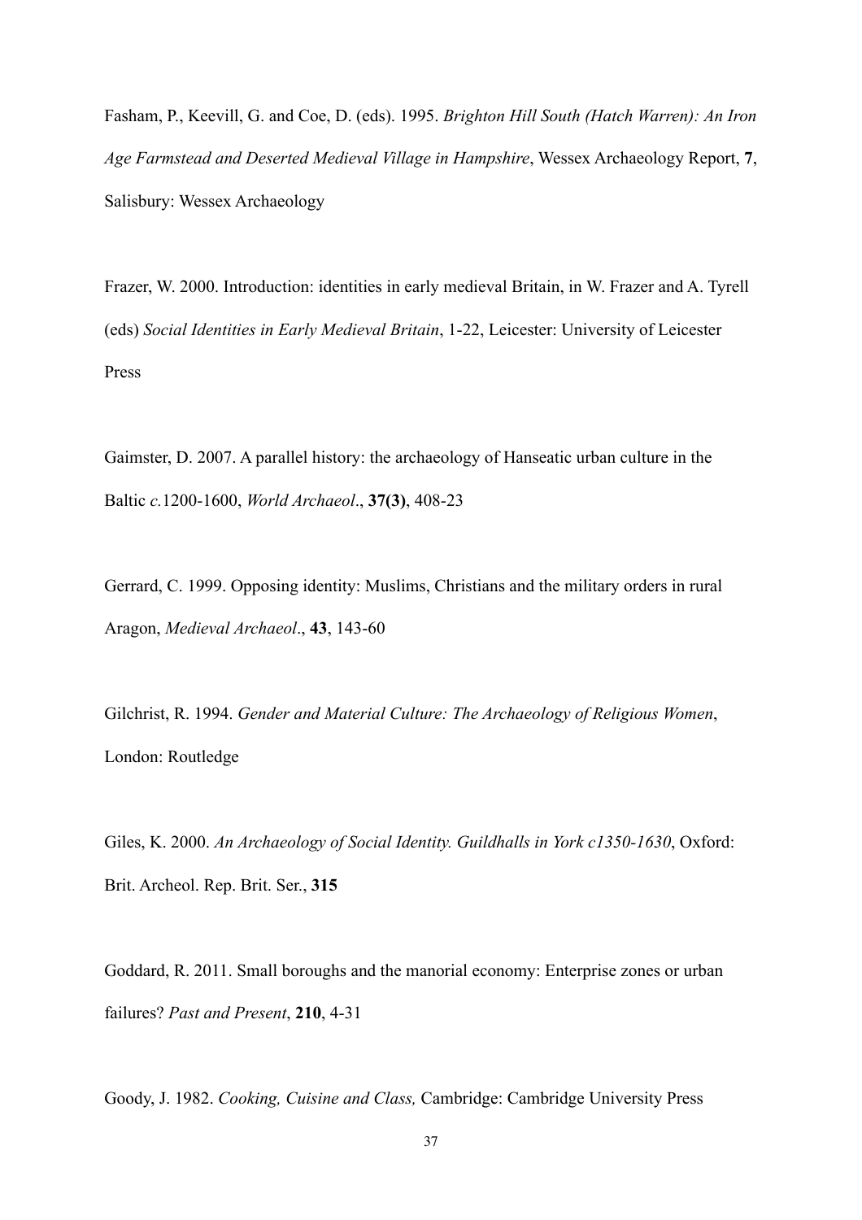Fasham, P., Keevill, G. and Coe, D. (eds). 1995. *Brighton Hill South (Hatch Warren): An Iron Age Farmstead and Deserted Medieval Village in Hampshire*, Wessex Archaeology Report, **7**, Salisbury: Wessex Archaeology

Frazer, W. 2000. Introduction: identities in early medieval Britain, in W. Frazer and A. Tyrell (eds) *Social Identities in Early Medieval Britain*, 1-22, Leicester: University of Leicester Press

Gaimster, D. 2007. A parallel history: the archaeology of Hanseatic urban culture in the Baltic *c.*1200-1600, *World Archaeol*., **37(3)**, 408-23

Gerrard, C. 1999. Opposing identity: Muslims, Christians and the military orders in rural Aragon, *Medieval Archaeol*., **43**, 143-60

Gilchrist, R. 1994. *Gender and Material Culture: The Archaeology of Religious Women*, London: Routledge

Giles, K. 2000. *An Archaeology of Social Identity. Guildhalls in York c1350-1630*, Oxford: Brit. Archeol. Rep. Brit. Ser., **315**

Goddard, R. 2011. Small boroughs and the manorial economy: Enterprise zones or urban failures? *Past and Present*, **210**, 4-31

Goody, J. 1982. *Cooking, Cuisine and Class,* Cambridge: Cambridge University Press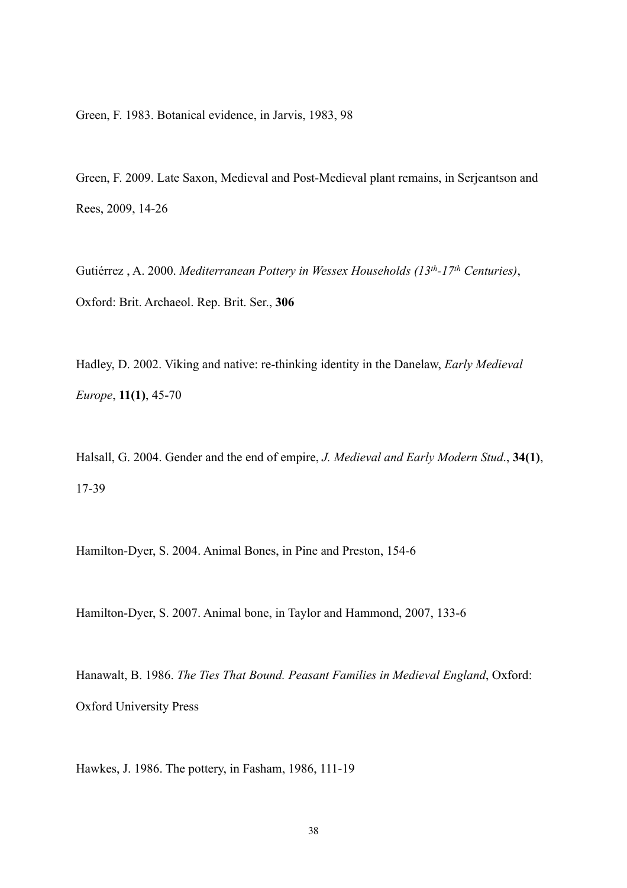Green, F. 1983. Botanical evidence, in Jarvis, 1983, 98

Green, F. 2009. Late Saxon, Medieval and Post-Medieval plant remains, in Serjeantson and Rees, 2009, 14-26

Gutiérrez , A. 2000. *Mediterranean Pottery in Wessex Households (13th-17th Centuries)*, Oxford: Brit. Archaeol. Rep. Brit. Ser., **306**

Hadley, D. 2002. Viking and native: re-thinking identity in the Danelaw, *Early Medieval Europe*, **11(1)**, 45-70

Halsall, G. 2004. Gender and the end of empire, *J. Medieval and Early Modern Stud*., **34(1)**, 17-39

Hamilton-Dyer, S. 2004. Animal Bones, in Pine and Preston, 154-6

Hamilton-Dyer, S. 2007. Animal bone, in Taylor and Hammond, 2007, 133-6

Hanawalt, B. 1986. *The Ties That Bound. Peasant Families in Medieval England*, Oxford: Oxford University Press

Hawkes, J. 1986. The pottery, in Fasham, 1986, 111-19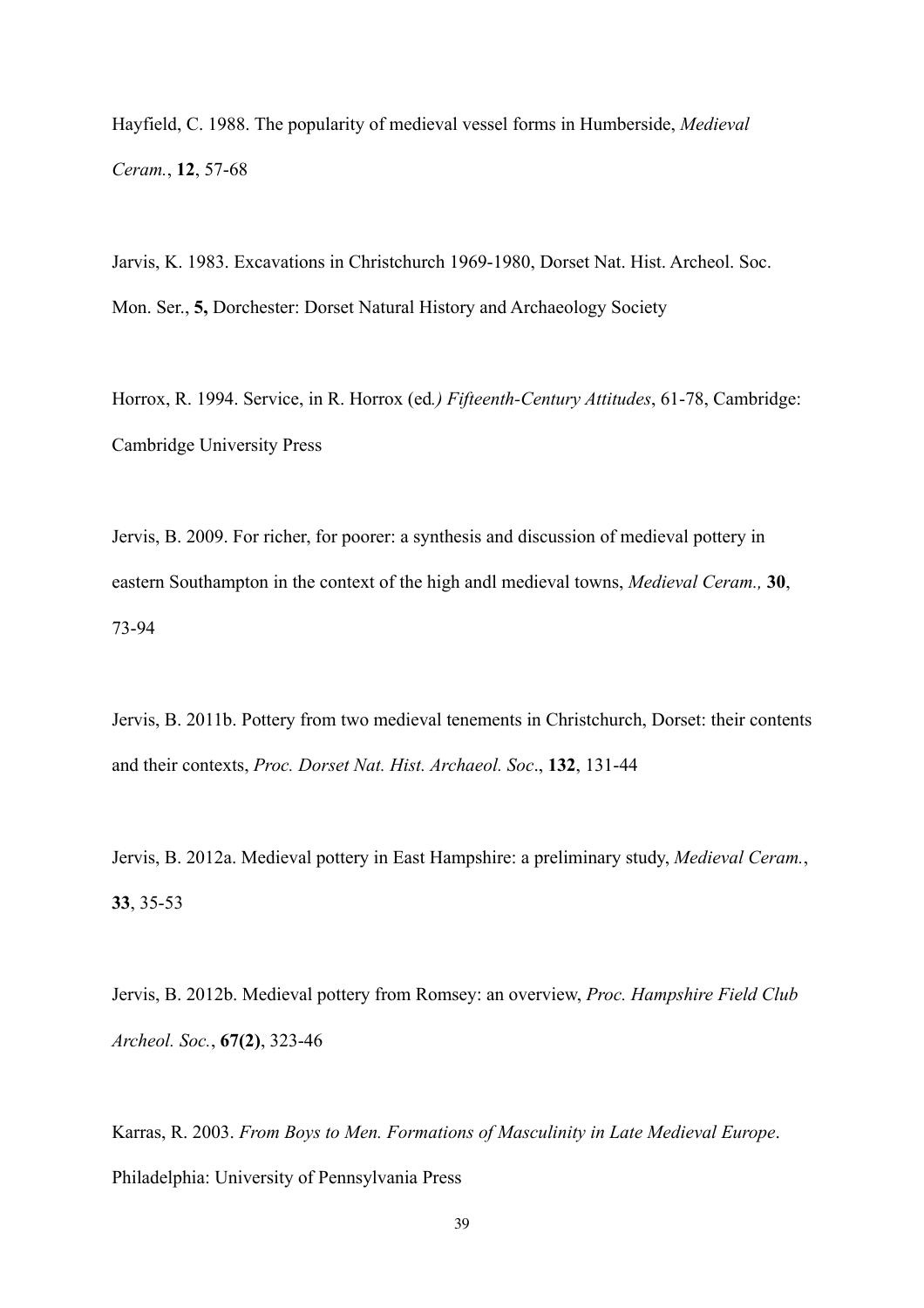Hayfield, C. 1988. The popularity of medieval vessel forms in Humberside, *Medieval Ceram.*, **12**, 57-68

Jarvis, K. 1983. Excavations in Christchurch 1969-1980, Dorset Nat. Hist. Archeol. Soc. Mon. Ser., **5,** Dorchester: Dorset Natural History and Archaeology Society

Horrox, R. 1994. Service, in R. Horrox (ed*.) Fifteenth-Century Attitudes*, 61-78, Cambridge: Cambridge University Press

Jervis, B. 2009. For richer, for poorer: a synthesis and discussion of medieval pottery in eastern Southampton in the context of the high andl medieval towns, *Medieval Ceram.,* **30**, 73-94

Jervis, B. 2011b. Pottery from two medieval tenements in Christchurch, Dorset: their contents and their contexts, *Proc. Dorset Nat. Hist. Archaeol. Soc*., **132**, 131-44

Jervis, B. 2012a. Medieval pottery in East Hampshire: a preliminary study, *Medieval Ceram.*, **33**, 35-53

Jervis, B. 2012b. Medieval pottery from Romsey: an overview, *Proc. Hampshire Field Club Archeol. Soc.*, **67(2)**, 323-46

Karras, R. 2003. *From Boys to Men. Formations of Masculinity in Late Medieval Europe*. Philadelphia: University of Pennsylvania Press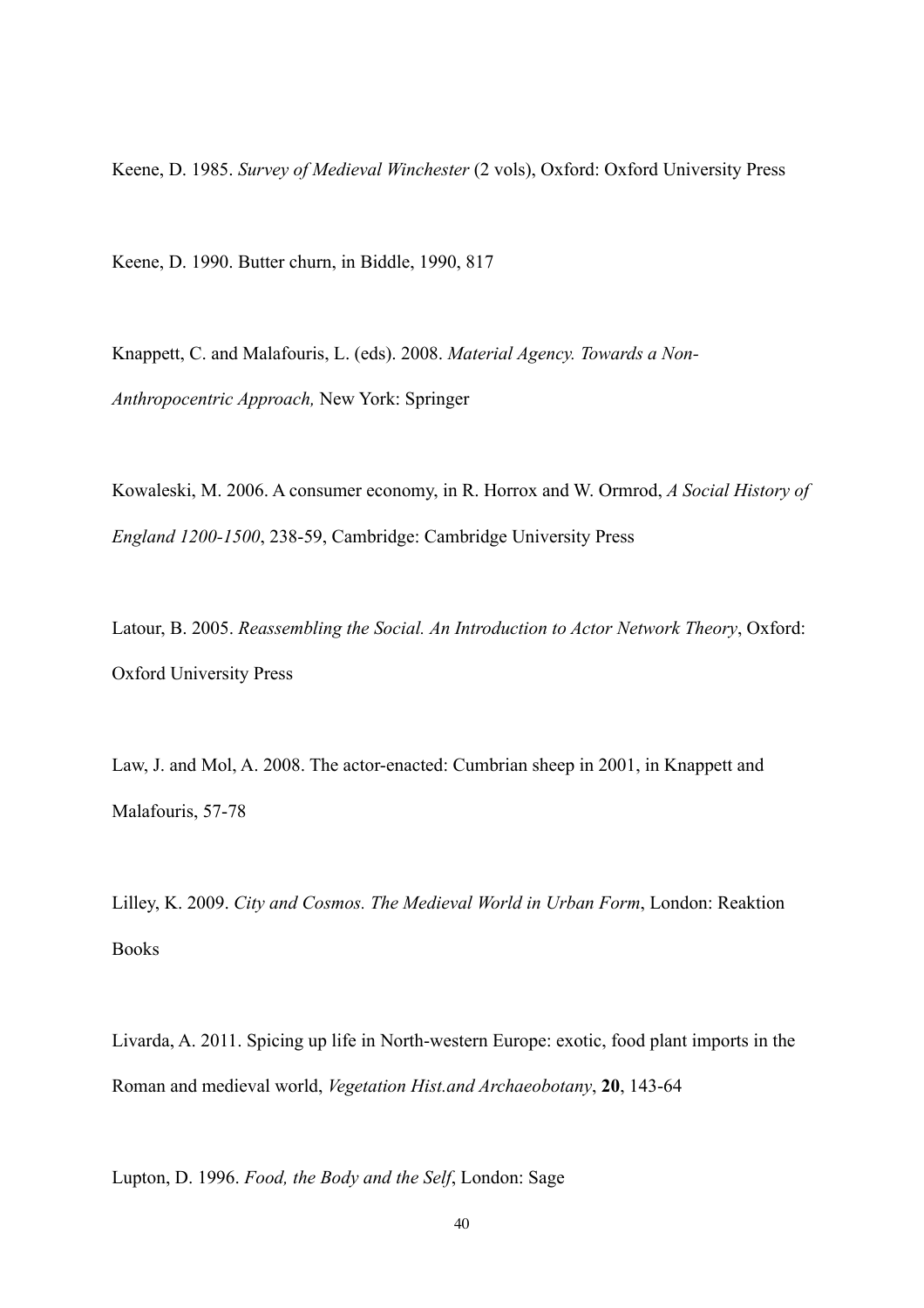Keene, D. 1985. *Survey of Medieval Winchester* (2 vols), Oxford: Oxford University Press

Keene, D. 1990. Butter churn, in Biddle, 1990, 817

Knappett, C. and Malafouris, L. (eds). 2008. *Material Agency. Towards a Non-Anthropocentric Approach,* New York: Springer

Kowaleski, M. 2006. A consumer economy, in R. Horrox and W. Ormrod, *A Social History of England 1200-1500*, 238-59, Cambridge: Cambridge University Press

Latour, B. 2005. *Reassembling the Social. An Introduction to Actor Network Theory*, Oxford: Oxford University Press

Law, J. and Mol, A. 2008. The actor-enacted: Cumbrian sheep in 2001, in Knappett and Malafouris, 57-78

Lilley, K. 2009. *City and Cosmos. The Medieval World in Urban Form*, London: Reaktion Books

Livarda, A. 2011. Spicing up life in North-western Europe: exotic, food plant imports in the Roman and medieval world, *Vegetation Hist.and Archaeobotany*, **20**, 143-64

Lupton, D. 1996. *Food, the Body and the Self*, London: Sage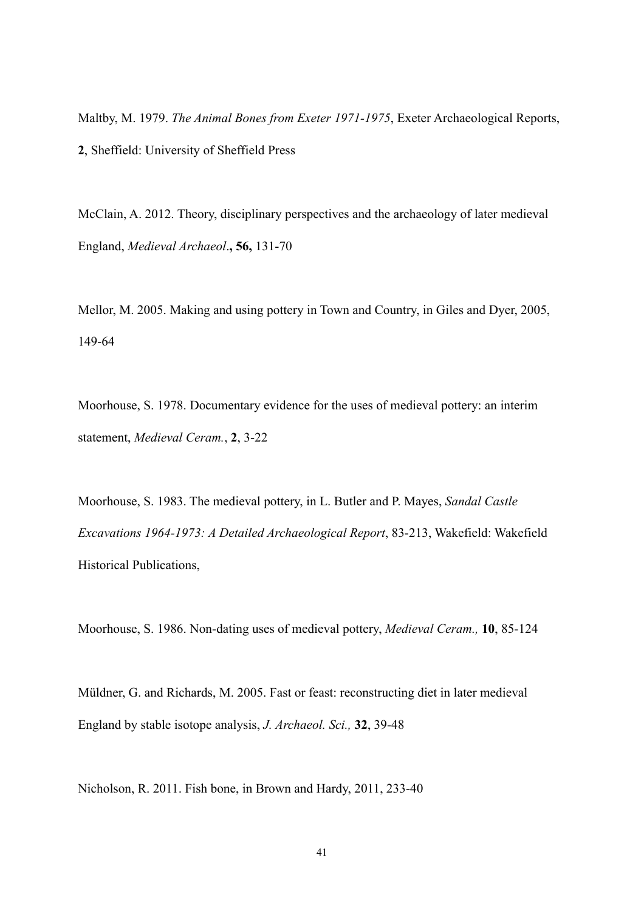Maltby, M. 1979. *The Animal Bones from Exeter 1971-1975*, Exeter Archaeological Reports, **2**, Sheffield: University of Sheffield Press

McClain, A. 2012. Theory, disciplinary perspectives and the archaeology of later medieval England, *Medieval Archaeol*., **56,** 131-70

Mellor, M. 2005. Making and using pottery in Town and Country, in Giles and Dyer, 2005, 149-64

Moorhouse, S. 1978. Documentary evidence for the uses of medieval pottery: an interim statement, *Medieval Ceram.*, **2**, 3-22

Moorhouse, S. 1983. The medieval pottery, in L. Butler and P. Mayes, *Sandal Castle Excavations 1964-1973: A Detailed Archaeological Report*, 83-213, Wakefield: Wakefield Historical Publications,

Moorhouse, S. 1986. Non-dating uses of medieval pottery, *Medieval Ceram.,* **10**, 85-124

Müldner, G. and Richards, M. 2005. Fast or feast: reconstructing diet in later medieval England by stable isotope analysis, *J. Archaeol. Sci.,* **32**, 39-48

Nicholson, R. 2011. Fish bone, in Brown and Hardy, 2011, 233-40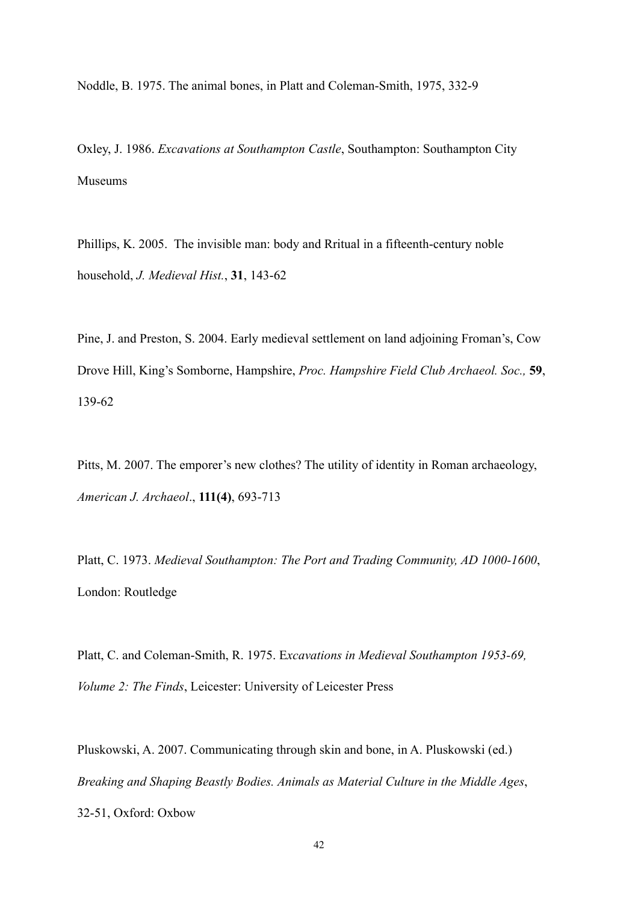Noddle, B. 1975. The animal bones, in Platt and Coleman-Smith, 1975, 332-9

Oxley, J. 1986. *Excavations at Southampton Castle*, Southampton: Southampton City Museums

Phillips, K. 2005. The invisible man: body and Rritual in a fifteenth-century noble household, *J. Medieval Hist.*, **31**, 143-62

Pine, J. and Preston, S. 2004. Early medieval settlement on land adjoining Froman's, Cow Drove Hill, King's Somborne, Hampshire, *Proc. Hampshire Field Club Archaeol. Soc.,* **59**, 139-62

Pitts, M. 2007. The emporer's new clothes? The utility of identity in Roman archaeology, *American J. Archaeol*., **111(4)**, 693-713

Platt, C. 1973. *Medieval Southampton: The Port and Trading Community, AD 1000-1600*, London: Routledge

Platt, C. and Coleman-Smith, R. 1975. E*xcavations in Medieval Southampton 1953-69, Volume 2: The Finds*, Leicester: University of Leicester Press

Pluskowski, A. 2007. Communicating through skin and bone, in A. Pluskowski (ed.) *Breaking and Shaping Beastly Bodies. Animals as Material Culture in the Middle Ages*, 32-51, Oxford: Oxbow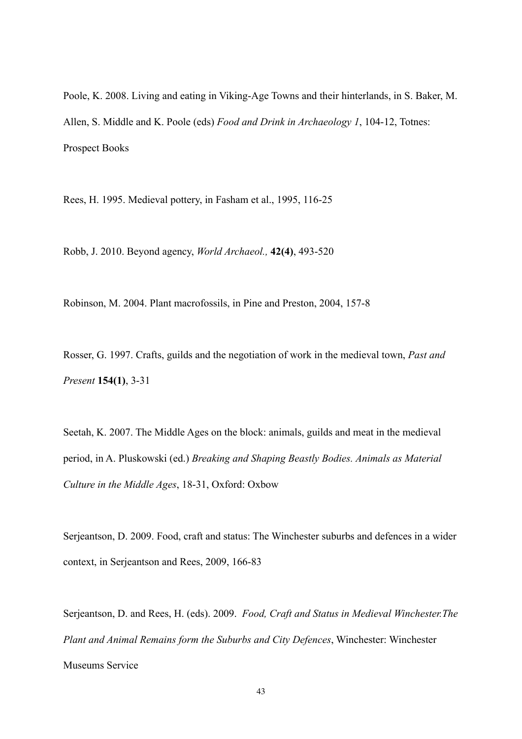Poole, K. 2008. Living and eating in Viking-Age Towns and their hinterlands, in S. Baker, M. Allen, S. Middle and K. Poole (eds) *Food and Drink in Archaeology 1*, 104-12, Totnes: Prospect Books

Rees, H. 1995. Medieval pottery, in Fasham et al., 1995, 116-25

Robb, J. 2010. Beyond agency, *World Archaeol.,* **42(4)**, 493-520

Robinson, M. 2004. Plant macrofossils, in Pine and Preston, 2004, 157-8

Rosser, G. 1997. Crafts, guilds and the negotiation of work in the medieval town, *Past and Present* **154(1)**, 3-31

Seetah, K. 2007. The Middle Ages on the block: animals, guilds and meat in the medieval period, in A. Pluskowski (ed.) *Breaking and Shaping Beastly Bodies. Animals as Material Culture in the Middle Ages*, 18-31, Oxford: Oxbow

Serjeantson, D. 2009. Food, craft and status: The Winchester suburbs and defences in a wider context, in Serjeantson and Rees, 2009, 166-83

Serjeantson, D. and Rees, H. (eds). 2009. *Food, Craft and Status in Medieval Winchester.The Plant and Animal Remains form the Suburbs and City Defences*, Winchester: Winchester Museums Service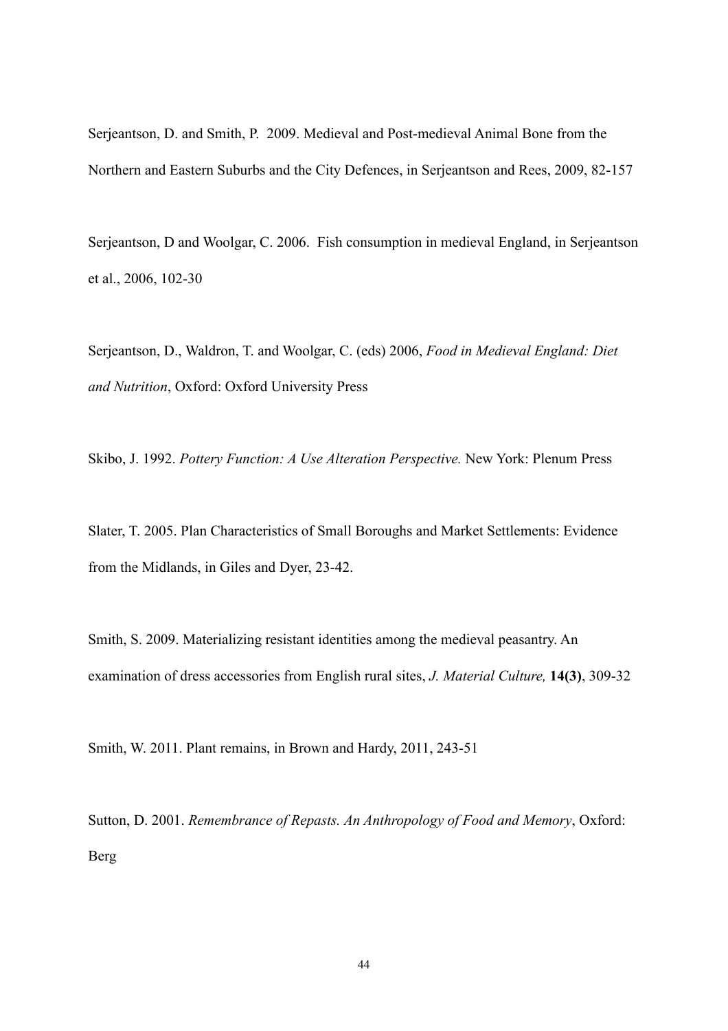Serjeantson, D. and Smith, P. 2009. Medieval and Post-medieval Animal Bone from the Northern and Eastern Suburbs and the City Defences, in Serjeantson and Rees, 2009, 82-157

Serjeantson, D and Woolgar, C. 2006. Fish consumption in medieval England, in Serjeantson et al., 2006, 102-30

Serjeantson, D., Waldron, T. and Woolgar, C. (eds) 2006, *Food in Medieval England: Diet and Nutrition*, Oxford: Oxford University Press

Skibo, J. 1992. *Pottery Function: A Use Alteration Perspective.* New York: Plenum Press

Slater, T. 2005. Plan Characteristics of Small Boroughs and Market Settlements: Evidence from the Midlands, in Giles and Dyer, 23-42.

Smith, S. 2009. Materializing resistant identities among the medieval peasantry. An examination of dress accessories from English rural sites, *J. Material Culture,* **14(3)**, 309-32

Smith, W. 2011. Plant remains, in Brown and Hardy, 2011, 243-51

Sutton, D. 2001. *Remembrance of Repasts. An Anthropology of Food and Memory*, Oxford: Berg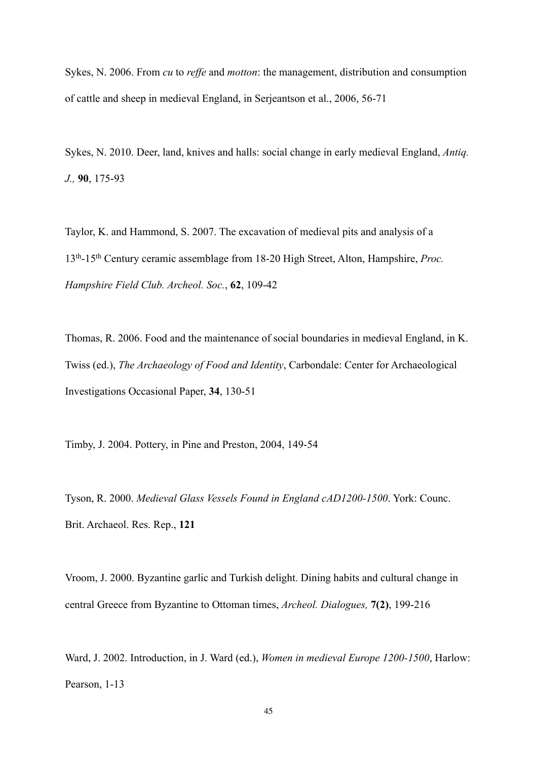Sykes, N. 2006. From *cu* to *reffe* and *motton*: the management, distribution and consumption of cattle and sheep in medieval England, in Serjeantson et al., 2006, 56-71

Sykes, N. 2010. Deer, land, knives and halls: social change in early medieval England, *Antiq. J.,* **90**, 175-93

Taylor, K. and Hammond, S. 2007. The excavation of medieval pits and analysis of a 13th-15th Century ceramic assemblage from 18-20 High Street, Alton, Hampshire, *Proc. Hampshire Field Club. Archeol. Soc.*, **62**, 109-42

Thomas, R. 2006. Food and the maintenance of social boundaries in medieval England, in K. Twiss (ed.), *The Archaeology of Food and Identity*, Carbondale: Center for Archaeological Investigations Occasional Paper, **34**, 130-51

Timby, J. 2004. Pottery, in Pine and Preston, 2004, 149-54

Tyson, R. 2000. *Medieval Glass Vessels Found in England cAD1200-1500*. York: Counc. Brit. Archaeol. Res. Rep., **121**

Vroom, J. 2000. Byzantine garlic and Turkish delight. Dining habits and cultural change in central Greece from Byzantine to Ottoman times, *Archeol. Dialogues,* **7(2)**, 199-216

Ward, J. 2002. Introduction, in J. Ward (ed.), *Women in medieval Europe 1200-1500*, Harlow: Pearson, 1-13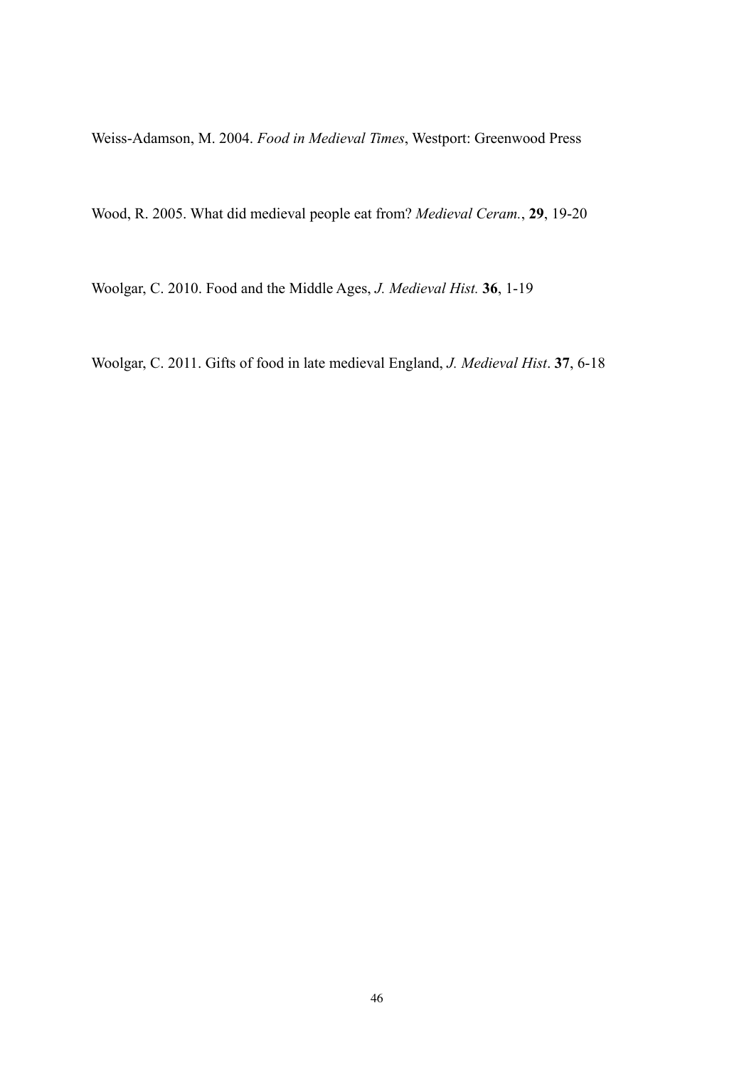Weiss-Adamson, M. 2004. *Food in Medieval Times*, Westport: Greenwood Press

Wood, R. 2005. What did medieval people eat from? *Medieval Ceram.*, **29**, 19-20

Woolgar, C. 2010. Food and the Middle Ages, *J. Medieval Hist.* **36**, 1-19

Woolgar, C. 2011. Gifts of food in late medieval England, *J. Medieval Hist*. **37**, 6-18